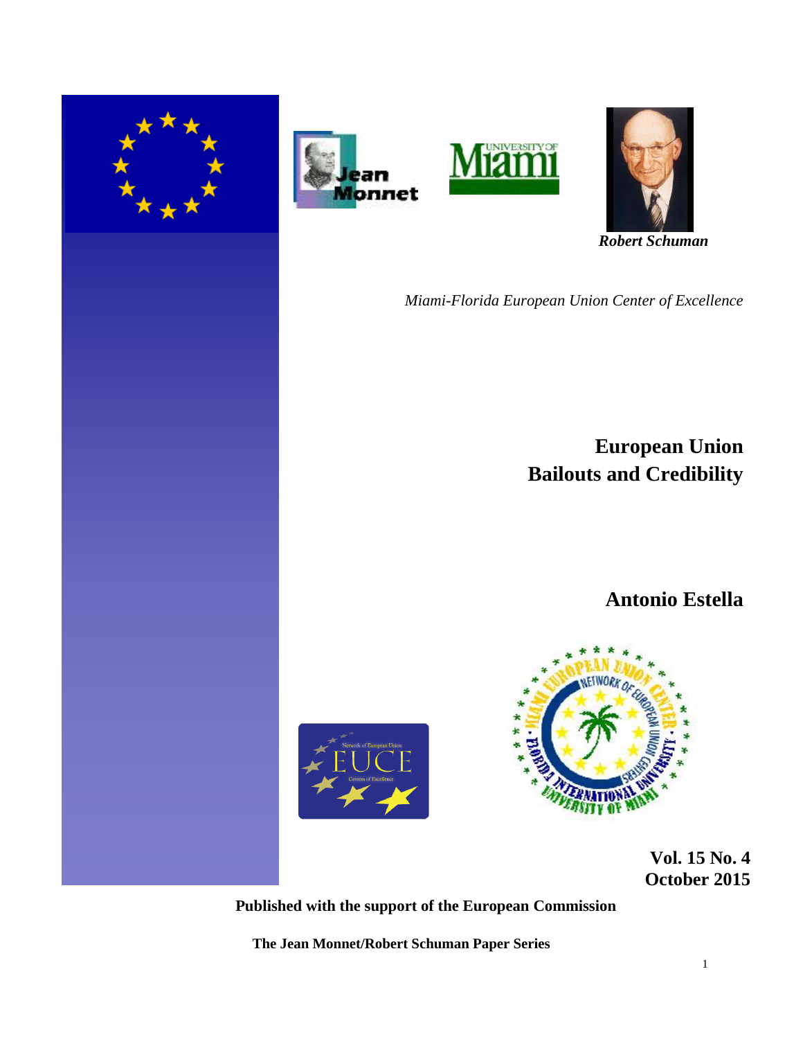*Robert Schuman*

*Miami-Florida European Union Center of Excellence*

# European Union Bailouts and Credibility

## Antonio Estella

**Vol. 15 No. 4**
**October 2015**

**Published with the support of the European Commission**

**The Jean Monnet/Robert Schuman Paper Series**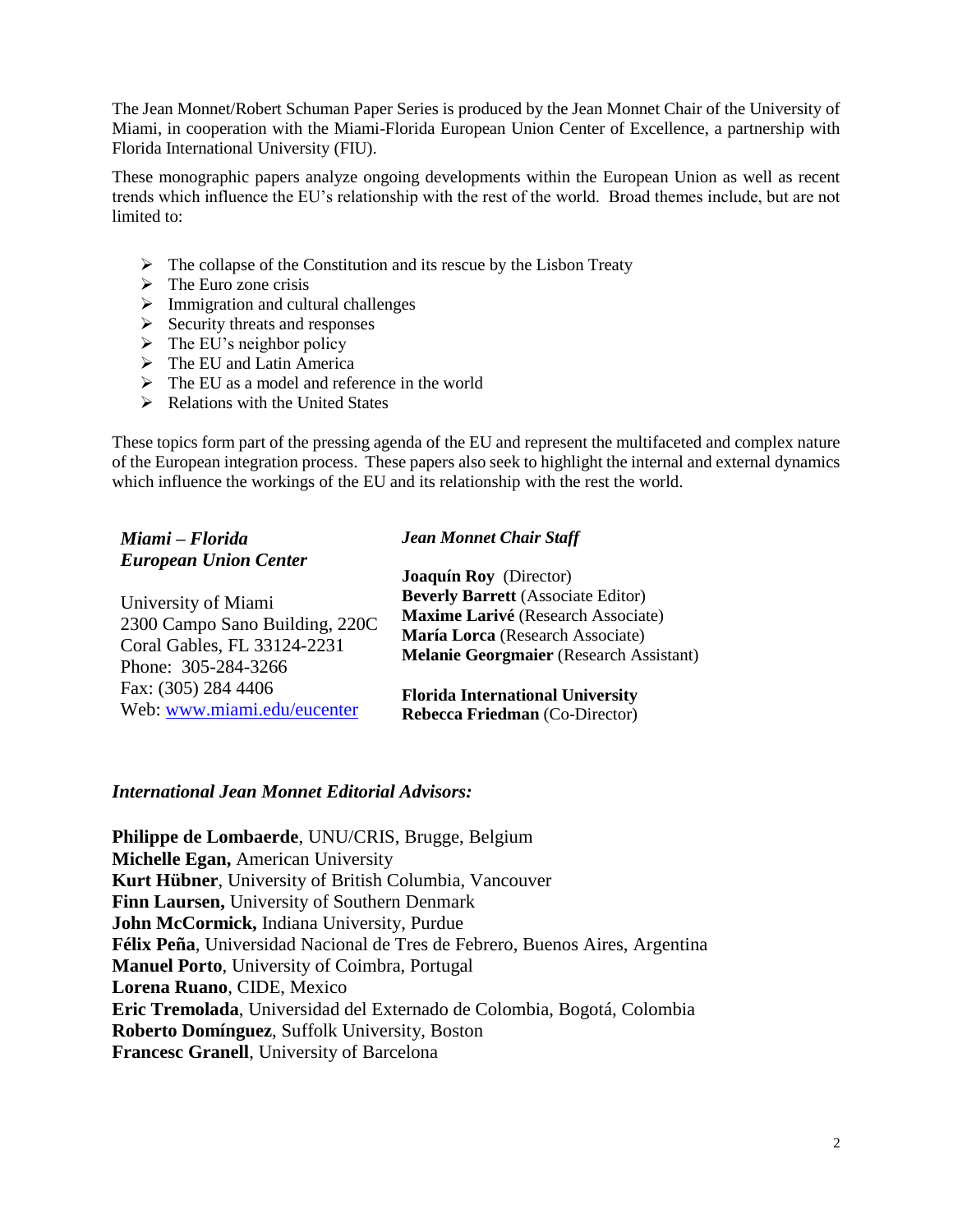The Jean Monnet/Robert Schuman Paper Series is produced by the Jean Monnet Chair of the University of Miami, in cooperation with the Miami-Florida European Union Center of Excellence, a partnership with Florida International University (FIU).

These monographic papers analyze ongoing developments within the European Union as well as recent trends which influence the EU's relationship with the rest of the world. Broad themes include, but are not limited to:

- The collapse of the Constitution and its rescue by the Lisbon Treaty
- The Euro zone crisis
- Immigration and cultural challenges
- Security threats and responses
- The EU's neighbor policy
- The EU and Latin America
- The EU as a model and reference in the world
- Relations with the United States

These topics form part of the pressing agenda of the EU and represent the multifaceted and complex nature of the European integration process. These papers also seek to highlight the internal and external dynamics which influence the workings of the EU and its relationship with the rest the world.

***Miami – Florida European Union Center***

University of Miami
2300 Campo Sano Building, 220C
Coral Gables, FL 33124-2231
Phone: 305-284-3266
Fax: (305) 284 4406
Web: www.miami.edu/eucenter

***Jean Monnet Chair Staff***

**Joaquín Roy** (Director)
**Beverly Barrett** (Associate Editor)
**Maxime Larivé** (Research Associate)
**María Lorca** (Research Associate)
**Melanie Georgmaier** (Research Assistant)

**Florida International University**
**Rebecca Friedman** (Co-Director)

### *International Jean Monnet Editorial Advisors:*

**Philippe de Lombaerde**, UNU/CRIS, Brugge, Belgium
**Michelle Egan,** American University
**Kurt Hübner**, University of British Columbia, Vancouver
**Finn Laursen,** University of Southern Denmark
**John McCormick,** Indiana University, Purdue
**Félix Peña**, Universidad Nacional de Tres de Febrero, Buenos Aires, Argentina
**Manuel Porto**, University of Coimbra, Portugal
**Lorena Ruano**, CIDE, Mexico
**Eric Tremolada**, Universidad del Externado de Colombia, Bogotá, Colombia
**Roberto Domínguez**, Suffolk University, Boston
**Francesc Granell**, University of Barcelona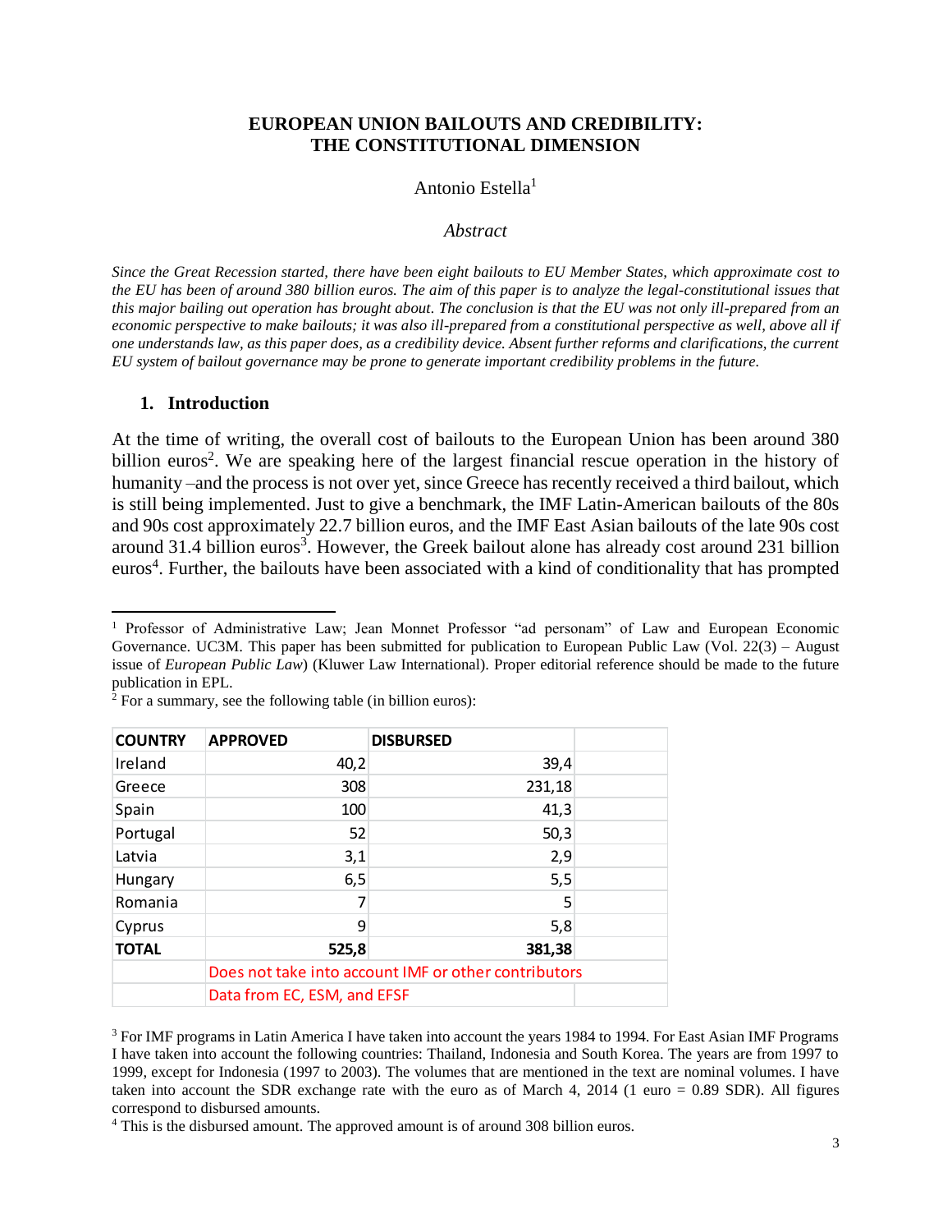## EUROPEAN UNION BAILOUTS AND CREDIBILITY: THE CONSTITUTIONAL DIMENSION

Antonio Estella[1]

*Abstract*

*Since the Great Recession started, there have been eight bailouts to EU Member States, which approximate cost to the EU has been of around 380 billion euros. The aim of this paper is to analyze the legal-constitutional issues that this major bailing out operation has brought about. The conclusion is that the EU was not only ill-prepared from an economic perspective to make bailouts; it was also ill-prepared from a constitutional perspective as well, above all if one understands law, as this paper does, as a credibility device. Absent further reforms and clarifications, the current EU system of bailout governance may be prone to generate important credibility problems in the future.*

### 1. Introduction

At the time of writing, the overall cost of bailouts to the European Union has been around 380 billion euros[2]. We are speaking here of the largest financial rescue operation in the history of humanity –and the process is not over yet, since Greece has recently received a third bailout, which is still being implemented. Just to give a benchmark, the IMF Latin-American bailouts of the 80s and 90s cost approximately 22.7 billion euros, and the IMF East Asian bailouts of the late 90s cost around 31.4 billion euros[3]. However, the Greek bailout alone has already cost around 231 billion euros[4]. Further, the bailouts have been associated with a kind of conditionality that has prompted

---

[1] Professor of Administrative Law; Jean Monnet Professor "ad personam" of Law and European Economic Governance. UC3M. This paper has been submitted for publication to European Public Law (Vol. 22(3) – August issue of *European Public Law*) (Kluwer Law International). Proper editorial reference should be made to the future publication in EPL.

[2] For a summary, see the following table (in billion euros):

| COUNTRY | APPROVED | DISBURSED | |
|---|---|---|---|
| Ireland | 40,2 | 39,4 | |
| Greece | 308 | 231,18 | |
| Spain | 100 | 41,3 | |
| Portugal | 52 | 50,3 | |
| Latvia | 3,1 | 2,9 | |
| Hungary | 6,5 | 5,5 | |
| Romania | 7 | 5 | |
| Cyprus | 9 | 5,8 | |
| **TOTAL** | **525,8** | **381,38** | |
| | Does not take into account IMF or other contributors | | |
| | Data from EC, ESM, and EFSF | | |

[3] For IMF programs in Latin America I have taken into account the years 1984 to 1994. For East Asian IMF Programs I have taken into account the following countries: Thailand, Indonesia and South Korea. The years are from 1997 to 1999, except for Indonesia (1997 to 2003). The volumes that are mentioned in the text are nominal volumes. I have taken into account the SDR exchange rate with the euro as of March 4, 2014 (1 euro = 0.89 SDR). All figures correspond to disbursed amounts.

[4] This is the disbursed amount. The approved amount is of around 308 billion euros.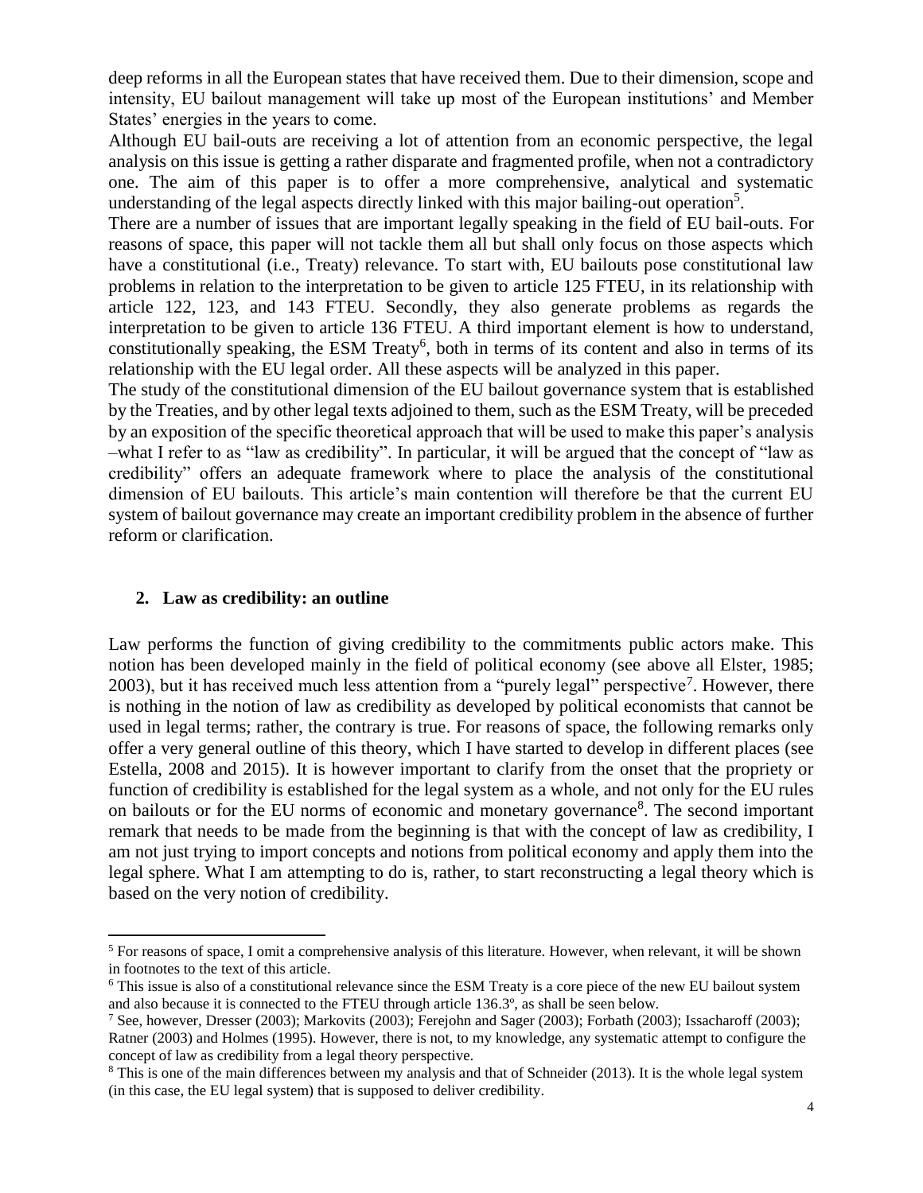deep reforms in all the European states that have received them. Due to their dimension, scope and intensity, EU bailout management will take up most of the European institutions' and Member States' energies in the years to come.

Although EU bail-outs are receiving a lot of attention from an economic perspective, the legal analysis on this issue is getting a rather disparate and fragmented profile, when not a contradictory one. The aim of this paper is to offer a more comprehensive, analytical and systematic understanding of the legal aspects directly linked with this major bailing-out operation[5].

There are a number of issues that are important legally speaking in the field of EU bail-outs. For reasons of space, this paper will not tackle them all but shall only focus on those aspects which have a constitutional (i.e., Treaty) relevance. To start with, EU bailouts pose constitutional law problems in relation to the interpretation to be given to article 125 FTEU, in its relationship with article 122, 123, and 143 FTEU. Secondly, they also generate problems as regards the interpretation to be given to article 136 FTEU. A third important element is how to understand, constitutionally speaking, the ESM Treaty[6], both in terms of its content and also in terms of its relationship with the EU legal order. All these aspects will be analyzed in this paper.

The study of the constitutional dimension of the EU bailout governance system that is established by the Treaties, and by other legal texts adjoined to them, such as the ESM Treaty, will be preceded by an exposition of the specific theoretical approach that will be used to make this paper's analysis –what I refer to as "law as credibility". In particular, it will be argued that the concept of "law as credibility" offers an adequate framework where to place the analysis of the constitutional dimension of EU bailouts. This article's main contention will therefore be that the current EU system of bailout governance may create an important credibility problem in the absence of further reform or clarification.

## 2. Law as credibility: an outline

Law performs the function of giving credibility to the commitments public actors make. This notion has been developed mainly in the field of political economy (see above all Elster, 1985; 2003), but it has received much less attention from a "purely legal" perspective[7]. However, there is nothing in the notion of law as credibility as developed by political economists that cannot be used in legal terms; rather, the contrary is true. For reasons of space, the following remarks only offer a very general outline of this theory, which I have started to develop in different places (see Estella, 2008 and 2015). It is however important to clarify from the onset that the propriety or function of credibility is established for the legal system as a whole, and not only for the EU rules on bailouts or for the EU norms of economic and monetary governance[8]. The second important remark that needs to be made from the beginning is that with the concept of law as credibility, I am not just trying to import concepts and notions from political economy and apply them into the legal sphere. What I am attempting to do is, rather, to start reconstructing a legal theory which is based on the very notion of credibility.

---

[5] For reasons of space, I omit a comprehensive analysis of this literature. However, when relevant, it will be shown in footnotes to the text of this article.

[6] This issue is also of a constitutional relevance since the ESM Treaty is a core piece of the new EU bailout system and also because it is connected to the FTEU through article 136.3º, as shall be seen below.

[7] See, however, Dresser (2003); Markovits (2003); Ferejohn and Sager (2003); Forbath (2003); Issacharoff (2003); Ratner (2003) and Holmes (1995). However, there is not, to my knowledge, any systematic attempt to configure the concept of law as credibility from a legal theory perspective.

[8] This is one of the main differences between my analysis and that of Schneider (2013). It is the whole legal system (in this case, the EU legal system) that is supposed to deliver credibility.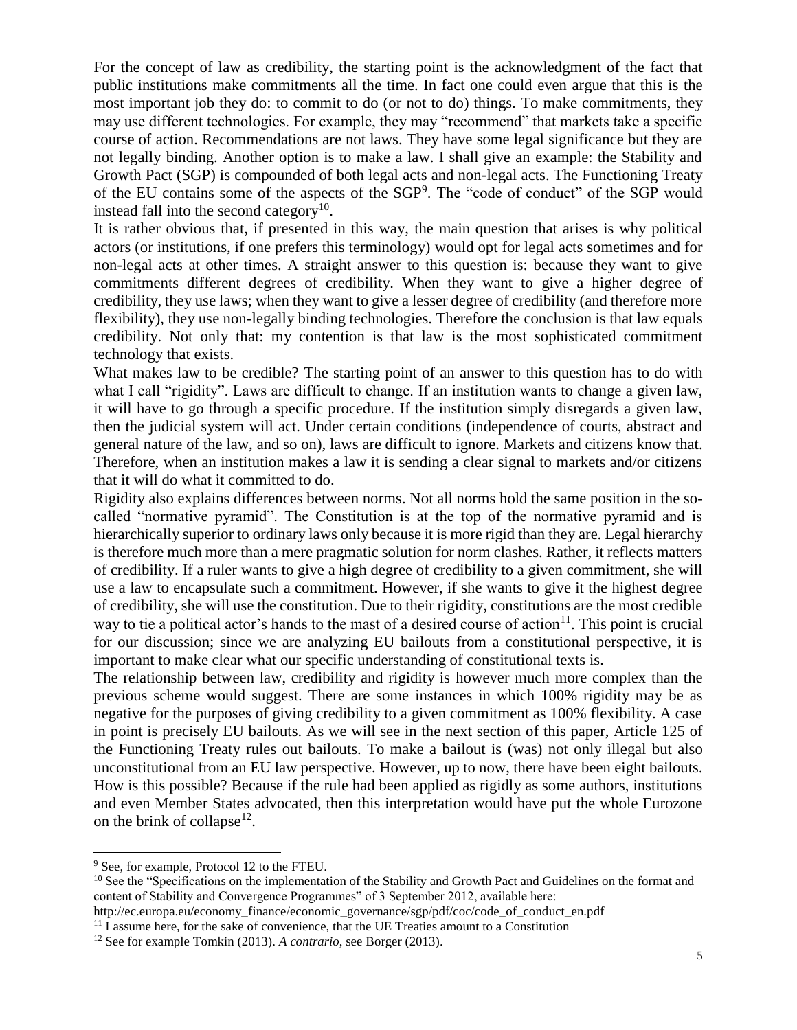For the concept of law as credibility, the starting point is the acknowledgment of the fact that public institutions make commitments all the time. In fact one could even argue that this is the most important job they do: to commit to do (or not to do) things. To make commitments, they may use different technologies. For example, they may "recommend" that markets take a specific course of action. Recommendations are not laws. They have some legal significance but they are not legally binding. Another option is to make a law. I shall give an example: the Stability and Growth Pact (SGP) is compounded of both legal acts and non-legal acts. The Functioning Treaty of the EU contains some of the aspects of the SGP[9]. The "code of conduct" of the SGP would instead fall into the second category[10].

It is rather obvious that, if presented in this way, the main question that arises is why political actors (or institutions, if one prefers this terminology) would opt for legal acts sometimes and for non-legal acts at other times. A straight answer to this question is: because they want to give commitments different degrees of credibility. When they want to give a higher degree of credibility, they use laws; when they want to give a lesser degree of credibility (and therefore more flexibility), they use non-legally binding technologies. Therefore the conclusion is that law equals credibility. Not only that: my contention is that law is the most sophisticated commitment technology that exists.

What makes law to be credible? The starting point of an answer to this question has to do with what I call "rigidity". Laws are difficult to change. If an institution wants to change a given law, it will have to go through a specific procedure. If the institution simply disregards a given law, then the judicial system will act. Under certain conditions (independence of courts, abstract and general nature of the law, and so on), laws are difficult to ignore. Markets and citizens know that. Therefore, when an institution makes a law it is sending a clear signal to markets and/or citizens that it will do what it committed to do.

Rigidity also explains differences between norms. Not all norms hold the same position in the so-called "normative pyramid". The Constitution is at the top of the normative pyramid and is hierarchically superior to ordinary laws only because it is more rigid than they are. Legal hierarchy is therefore much more than a mere pragmatic solution for norm clashes. Rather, it reflects matters of credibility. If a ruler wants to give a high degree of credibility to a given commitment, she will use a law to encapsulate such a commitment. However, if she wants to give it the highest degree of credibility, she will use the constitution. Due to their rigidity, constitutions are the most credible way to tie a political actor's hands to the mast of a desired course of action[11]. This point is crucial for our discussion; since we are analyzing EU bailouts from a constitutional perspective, it is important to make clear what our specific understanding of constitutional texts is.

The relationship between law, credibility and rigidity is however much more complex than the previous scheme would suggest. There are some instances in which 100% rigidity may be as negative for the purposes of giving credibility to a given commitment as 100% flexibility. A case in point is precisely EU bailouts. As we will see in the next section of this paper, Article 125 of the Functioning Treaty rules out bailouts. To make a bailout is (was) not only illegal but also unconstitutional from an EU law perspective. However, up to now, there have been eight bailouts. How is this possible? Because if the rule had been applied as rigidly as some authors, institutions and even Member States advocated, then this interpretation would have put the whole Eurozone on the brink of collapse[12].

---

[9] See, for example, Protocol 12 to the FTEU.

[10] See the "Specifications on the implementation of the Stability and Growth Pact and Guidelines on the format and content of Stability and Convergence Programmes" of 3 September 2012, available here: http://ec.europa.eu/economy_finance/economic_governance/sgp/pdf/coc/code_of_conduct_en.pdf

[11] I assume here, for the sake of convenience, that the UE Treaties amount to a Constitution

[12] See for example Tomkin (2013). *A contrario*, see Borger (2013).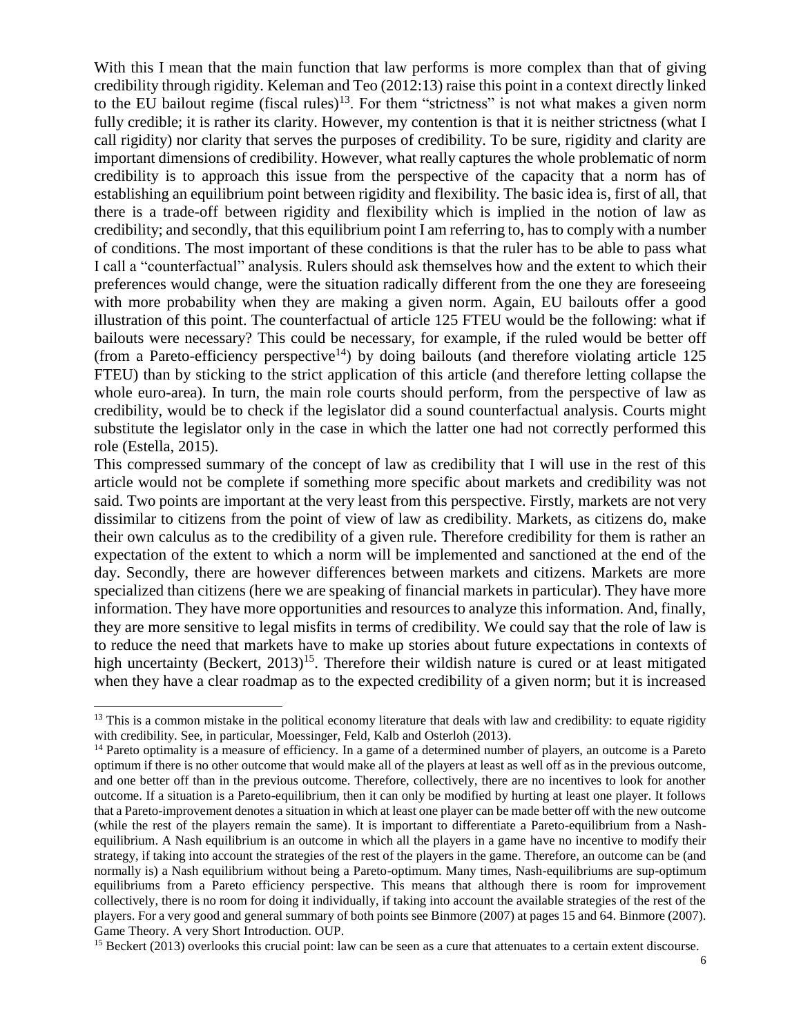With this I mean that the main function that law performs is more complex than that of giving credibility through rigidity. Keleman and Teo (2012:13) raise this point in a context directly linked to the EU bailout regime (fiscal rules)[13]. For them "strictness" is not what makes a given norm fully credible; it is rather its clarity. However, my contention is that it is neither strictness (what I call rigidity) nor clarity that serves the purposes of credibility. To be sure, rigidity and clarity are important dimensions of credibility. However, what really captures the whole problematic of norm credibility is to approach this issue from the perspective of the capacity that a norm has of establishing an equilibrium point between rigidity and flexibility. The basic idea is, first of all, that there is a trade-off between rigidity and flexibility which is implied in the notion of law as credibility; and secondly, that this equilibrium point I am referring to, has to comply with a number of conditions. The most important of these conditions is that the ruler has to be able to pass what I call a "counterfactual" analysis. Rulers should ask themselves how and the extent to which their preferences would change, were the situation radically different from the one they are foreseeing with more probability when they are making a given norm. Again, EU bailouts offer a good illustration of this point. The counterfactual of article 125 FTEU would be the following: what if bailouts were necessary? This could be necessary, for example, if the ruled would be better off (from a Pareto-efficiency perspective[14]) by doing bailouts (and therefore violating article 125 FTEU) than by sticking to the strict application of this article (and therefore letting collapse the whole euro-area). In turn, the main role courts should perform, from the perspective of law as credibility, would be to check if the legislator did a sound counterfactual analysis. Courts might substitute the legislator only in the case in which the latter one had not correctly performed this role (Estella, 2015).

This compressed summary of the concept of law as credibility that I will use in the rest of this article would not be complete if something more specific about markets and credibility was not said. Two points are important at the very least from this perspective. Firstly, markets are not very dissimilar to citizens from the point of view of law as credibility. Markets, as citizens do, make their own calculus as to the credibility of a given rule. Therefore credibility for them is rather an expectation of the extent to which a norm will be implemented and sanctioned at the end of the day. Secondly, there are however differences between markets and citizens. Markets are more specialized than citizens (here we are speaking of financial markets in particular). They have more information. They have more opportunities and resources to analyze this information. And, finally, they are more sensitive to legal misfits in terms of credibility. We could say that the role of law is to reduce the need that markets have to make up stories about future expectations in contexts of high uncertainty (Beckert, 2013)[15]. Therefore their wildish nature is cured or at least mitigated when they have a clear roadmap as to the expected credibility of a given norm; but it is increased

---

[13] This is a common mistake in the political economy literature that deals with law and credibility: to equate rigidity with credibility. See, in particular, Moessinger, Feld, Kalb and Osterloh (2013).

[14] Pareto optimality is a measure of efficiency. In a game of a determined number of players, an outcome is a Pareto optimum if there is no other outcome that would make all of the players at least as well off as in the previous outcome, and one better off than in the previous outcome. Therefore, collectively, there are no incentives to look for another outcome. If a situation is a Pareto-equilibrium, then it can only be modified by hurting at least one player. It follows that a Pareto-improvement denotes a situation in which at least one player can be made better off with the new outcome (while the rest of the players remain the same). It is important to differentiate a Pareto-equilibrium from a Nash-equilibrium. A Nash equilibrium is an outcome in which all the players in a game have no incentive to modify their strategy, if taking into account the strategies of the rest of the players in the game. Therefore, an outcome can be (and normally is) a Nash equilibrium without being a Pareto-optimum. Many times, Nash-equilibriums are sup-optimum equilibriums from a Pareto efficiency perspective. This means that although there is room for improvement collectively, there is no room for doing it individually, if taking into account the available strategies of the rest of the players. For a very good and general summary of both points see Binmore (2007) at pages 15 and 64. Binmore (2007). Game Theory. A very Short Introduction. OUP.

[15] Beckert (2013) overlooks this crucial point: law can be seen as a cure that attenuates to a certain extent discourse.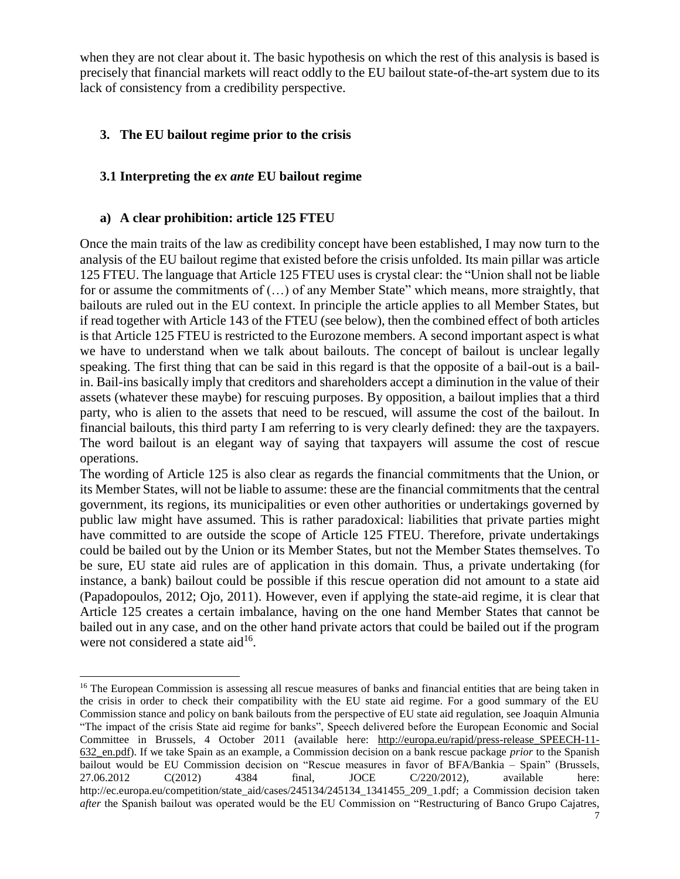when they are not clear about it. The basic hypothesis on which the rest of this analysis is based is precisely that financial markets will react oddly to the EU bailout state-of-the-art system due to its lack of consistency from a credibility perspective.

## 3. The EU bailout regime prior to the crisis

### 3.1 Interpreting the *ex ante* EU bailout regime

#### a) A clear prohibition: article 125 FTEU

Once the main traits of the law as credibility concept have been established, I may now turn to the analysis of the EU bailout regime that existed before the crisis unfolded. Its main pillar was article 125 FTEU. The language that Article 125 FTEU uses is crystal clear: the "Union shall not be liable for or assume the commitments of (…) of any Member State" which means, more straightly, that bailouts are ruled out in the EU context. In principle the article applies to all Member States, but if read together with Article 143 of the FTEU (see below), then the combined effect of both articles is that Article 125 FTEU is restricted to the Eurozone members. A second important aspect is what we have to understand when we talk about bailouts. The concept of bailout is unclear legally speaking. The first thing that can be said in this regard is that the opposite of a bail-out is a bail-in. Bail-ins basically imply that creditors and shareholders accept a diminution in the value of their assets (whatever these maybe) for rescuing purposes. By opposition, a bailout implies that a third party, who is alien to the assets that need to be rescued, will assume the cost of the bailout. In financial bailouts, this third party I am referring to is very clearly defined: they are the taxpayers. The word bailout is an elegant way of saying that taxpayers will assume the cost of rescue operations.

The wording of Article 125 is also clear as regards the financial commitments that the Union, or its Member States, will not be liable to assume: these are the financial commitments that the central government, its regions, its municipalities or even other authorities or undertakings governed by public law might have assumed. This is rather paradoxical: liabilities that private parties might have committed to are outside the scope of Article 125 FTEU. Therefore, private undertakings could be bailed out by the Union or its Member States, but not the Member States themselves. To be sure, EU state aid rules are of application in this domain. Thus, a private undertaking (for instance, a bank) bailout could be possible if this rescue operation did not amount to a state aid (Papadopoulos, 2012; Ojo, 2011). However, even if applying the state-aid regime, it is clear that Article 125 creates a certain imbalance, having on the one hand Member States that cannot be bailed out in any case, and on the other hand private actors that could be bailed out if the program were not considered a state aid[16].

---

[16] The European Commission is assessing all rescue measures of banks and financial entities that are being taken in the crisis in order to check their compatibility with the EU state aid regime. For a good summary of the EU Commission stance and policy on bank bailouts from the perspective of EU state aid regulation, see Joaquin Almunia "The impact of the crisis State aid regime for banks", Speech delivered before the European Economic and Social Committee in Brussels, 4 October 2011 (available here: http://europa.eu/rapid/press-release_SPEECH-11-632_en.pdf). If we take Spain as an example, a Commission decision on a bank rescue package *prior* to the Spanish bailout would be EU Commission decision on "Rescue measures in favor of BFA/Bankia – Spain" (Brussels, 27.06.2012 C(2012) 4384 final, JOCE C/220/2012), available here: http://ec.europa.eu/competition/state_aid/cases/245134/245134_1341455_209_1.pdf; a Commission decision taken *after* the Spanish bailout was operated would be the EU Commission on "Restructuring of Banco Grupo Cajatres,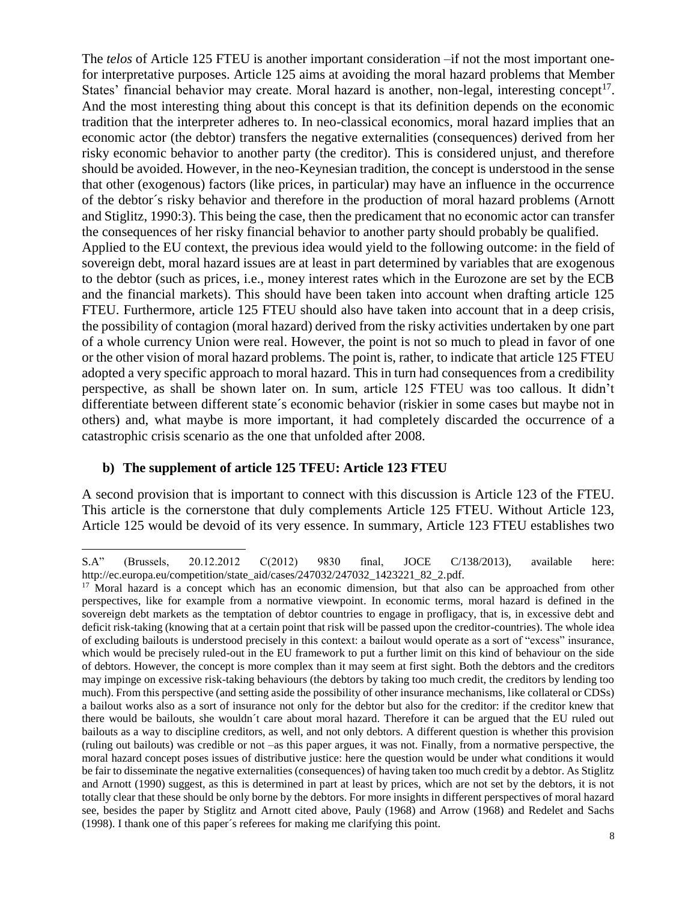The *telos* of Article 125 FTEU is another important consideration –if not the most important one-for interpretative purposes. Article 125 aims at avoiding the moral hazard problems that Member States' financial behavior may create. Moral hazard is another, non-legal, interesting concept[17]. And the most interesting thing about this concept is that its definition depends on the economic tradition that the interpreter adheres to. In neo-classical economics, moral hazard implies that an economic actor (the debtor) transfers the negative externalities (consequences) derived from her risky economic behavior to another party (the creditor). This is considered unjust, and therefore should be avoided. However, in the neo-Keynesian tradition, the concept is understood in the sense that other (exogenous) factors (like prices, in particular) may have an influence in the occurrence of the debtor´s risky behavior and therefore in the production of moral hazard problems (Arnott and Stiglitz, 1990:3). This being the case, then the predicament that no economic actor can transfer the consequences of her risky financial behavior to another party should probably be qualified.

Applied to the EU context, the previous idea would yield to the following outcome: in the field of sovereign debt, moral hazard issues are at least in part determined by variables that are exogenous to the debtor (such as prices, i.e., money interest rates which in the Eurozone are set by the ECB and the financial markets). This should have been taken into account when drafting article 125 FTEU. Furthermore, article 125 FTEU should also have taken into account that in a deep crisis, the possibility of contagion (moral hazard) derived from the risky activities undertaken by one part of a whole currency Union were real. However, the point is not so much to plead in favor of one or the other vision of moral hazard problems. The point is, rather, to indicate that article 125 FTEU adopted a very specific approach to moral hazard. This in turn had consequences from a credibility perspective, as shall be shown later on. In sum, article 125 FTEU was too callous. It didn't differentiate between different state´s economic behavior (riskier in some cases but maybe not in others) and, what maybe is more important, it had completely discarded the occurrence of a catastrophic crisis scenario as the one that unfolded after 2008.

### b) The supplement of article 125 TFEU: Article 123 FTEU

A second provision that is important to connect with this discussion is Article 123 of the FTEU. This article is the cornerstone that duly complements Article 125 FTEU. Without Article 123, Article 125 would be devoid of its very essence. In summary, Article 123 FTEU establishes two

---

S.A" (Brussels, 20.12.2012 C(2012) 9830 final, JOCE C/138/2013), available here: http://ec.europa.eu/competition/state_aid/cases/247032/247032_1423221_82_2.pdf.

[17] Moral hazard is a concept which has an economic dimension, but that also can be approached from other perspectives, like for example from a normative viewpoint. In economic terms, moral hazard is defined in the sovereign debt markets as the temptation of debtor countries to engage in profligacy, that is, in excessive debt and deficit risk-taking (knowing that at a certain point that risk will be passed upon the creditor-countries). The whole idea of excluding bailouts is understood precisely in this context: a bailout would operate as a sort of "excess" insurance, which would be precisely ruled-out in the EU framework to put a further limit on this kind of behaviour on the side of debtors. However, the concept is more complex than it may seem at first sight. Both the debtors and the creditors may impinge on excessive risk-taking behaviours (the debtors by taking too much credit, the creditors by lending too much). From this perspective (and setting aside the possibility of other insurance mechanisms, like collateral or CDSs) a bailout works also as a sort of insurance not only for the debtor but also for the creditor: if the creditor knew that there would be bailouts, she wouldn´t care about moral hazard. Therefore it can be argued that the EU ruled out bailouts as a way to discipline creditors, as well, and not only debtors. A different question is whether this provision (ruling out bailouts) was credible or not –as this paper argues, it was not. Finally, from a normative perspective, the moral hazard concept poses issues of distributive justice: here the question would be under what conditions it would be fair to disseminate the negative externalities (consequences) of having taken too much credit by a debtor. As Stiglitz and Arnott (1990) suggest, as this is determined in part at least by prices, which are not set by the debtors, it is not totally clear that these should be only borne by the debtors. For more insights in different perspectives of moral hazard see, besides the paper by Stiglitz and Arnott cited above, Pauly (1968) and Arrow (1968) and Redelet and Sachs (1998). I thank one of this paper´s referees for making me clarifying this point.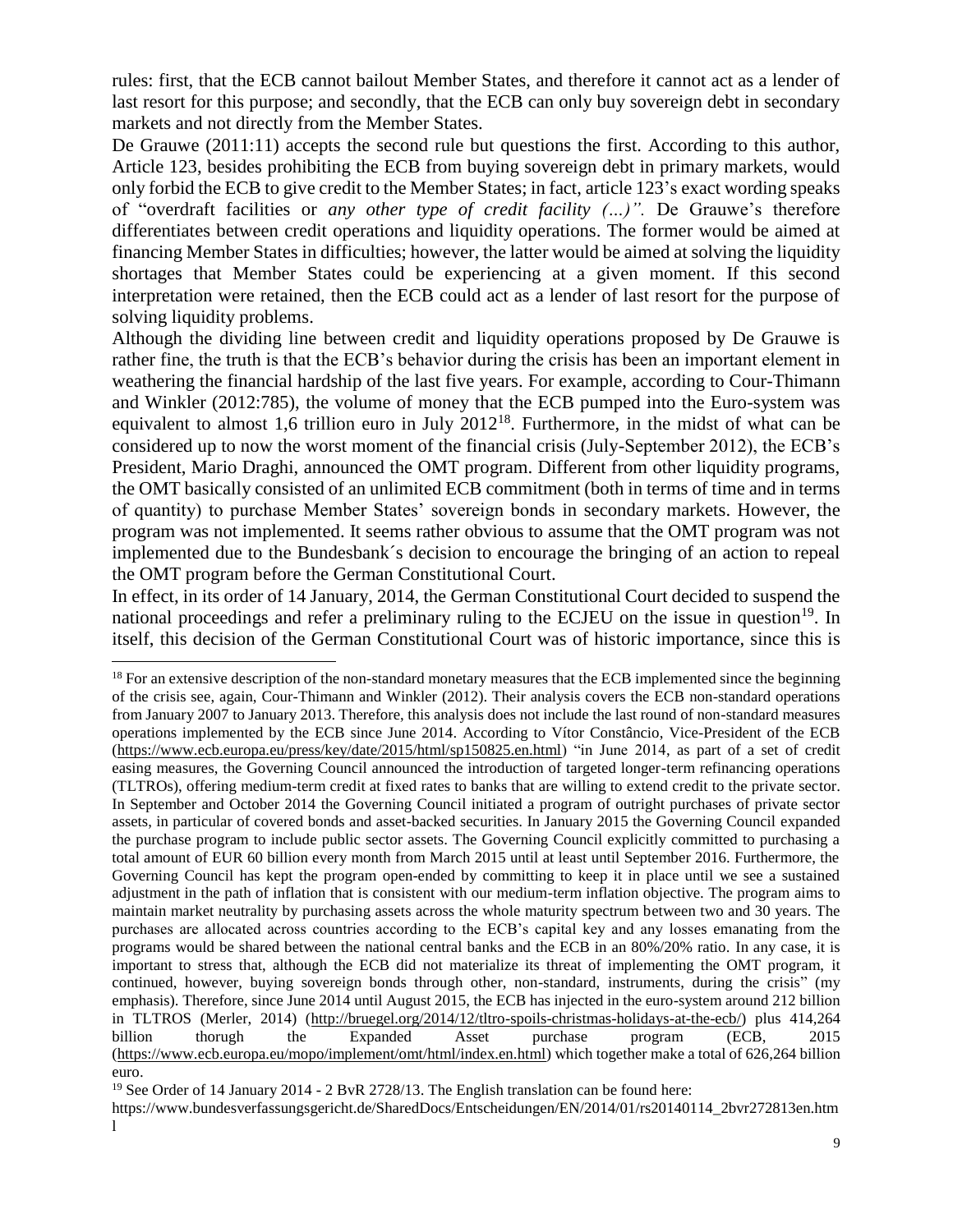rules: first, that the ECB cannot bailout Member States, and therefore it cannot act as a lender of last resort for this purpose; and secondly, that the ECB can only buy sovereign debt in secondary markets and not directly from the Member States.

De Grauwe (2011:11) accepts the second rule but questions the first. According to this author, Article 123, besides prohibiting the ECB from buying sovereign debt in primary markets, would only forbid the ECB to give credit to the Member States; in fact, article 123's exact wording speaks of "overdraft facilities or *any other type of credit facility (…)".* De Grauwe's therefore differentiates between credit operations and liquidity operations. The former would be aimed at financing Member States in difficulties; however, the latter would be aimed at solving the liquidity shortages that Member States could be experiencing at a given moment. If this second interpretation were retained, then the ECB could act as a lender of last resort for the purpose of solving liquidity problems.

Although the dividing line between credit and liquidity operations proposed by De Grauwe is rather fine, the truth is that the ECB's behavior during the crisis has been an important element in weathering the financial hardship of the last five years. For example, according to Cour-Thimann and Winkler (2012:785), the volume of money that the ECB pumped into the Euro-system was equivalent to almost 1,6 trillion euro in July 2012[18]. Furthermore, in the midst of what can be considered up to now the worst moment of the financial crisis (July-September 2012), the ECB's President, Mario Draghi, announced the OMT program. Different from other liquidity programs, the OMT basically consisted of an unlimited ECB commitment (both in terms of time and in terms of quantity) to purchase Member States' sovereign bonds in secondary markets. However, the program was not implemented. It seems rather obvious to assume that the OMT program was not implemented due to the Bundesbank´s decision to encourage the bringing of an action to repeal the OMT program before the German Constitutional Court.

In effect, in its order of 14 January, 2014, the German Constitutional Court decided to suspend the national proceedings and refer a preliminary ruling to the ECJEU on the issue in question[19]. In itself, this decision of the German Constitutional Court was of historic importance, since this is

---

[18] For an extensive description of the non-standard monetary measures that the ECB implemented since the beginning of the crisis see, again, Cour-Thimann and Winkler (2012). Their analysis covers the ECB non-standard operations from January 2007 to January 2013. Therefore, this analysis does not include the last round of non-standard measures operations implemented by the ECB since June 2014. According to Vítor Constâncio, Vice-President of the ECB (https://www.ecb.europa.eu/press/key/date/2015/html/sp150825.en.html) "in June 2014, as part of a set of credit easing measures, the Governing Council announced the introduction of targeted longer-term refinancing operations (TLTROs), offering medium-term credit at fixed rates to banks that are willing to extend credit to the private sector. In September and October 2014 the Governing Council initiated a program of outright purchases of private sector assets, in particular of covered bonds and asset-backed securities. In January 2015 the Governing Council expanded the purchase program to include public sector assets. The Governing Council explicitly committed to purchasing a total amount of EUR 60 billion every month from March 2015 until at least until September 2016. Furthermore, the Governing Council has kept the program open-ended by committing to keep it in place until we see a sustained adjustment in the path of inflation that is consistent with our medium-term inflation objective. The program aims to maintain market neutrality by purchasing assets across the whole maturity spectrum between two and 30 years. The purchases are allocated across countries according to the ECB's capital key and any losses emanating from the programs would be shared between the national central banks and the ECB in an 80%/20% ratio. In any case, it is important to stress that, although the ECB did not materialize its threat of implementing the OMT program, it continued, however, buying sovereign bonds through other, non-standard, instruments, during the crisis" (my emphasis). Therefore, since June 2014 until August 2015, the ECB has injected in the euro-system around 212 billion in TLTROS (Merler, 2014) (http://bruegel.org/2014/12/tltro-spoils-christmas-holidays-at-the-ecb/) plus 414,264 billion thorugh the Expanded Asset purchase program (ECB, 2015 (https://www.ecb.europa.eu/mopo/implement/omt/html/index.en.html) which together make a total of 626,264 billion euro.

[19] See Order of 14 January 2014 - 2 BvR 2728/13. The English translation can be found here: https://www.bundesverfassungsgericht.de/SharedDocs/Entscheidungen/EN/2014/01/rs20140114_2bvr272813en.html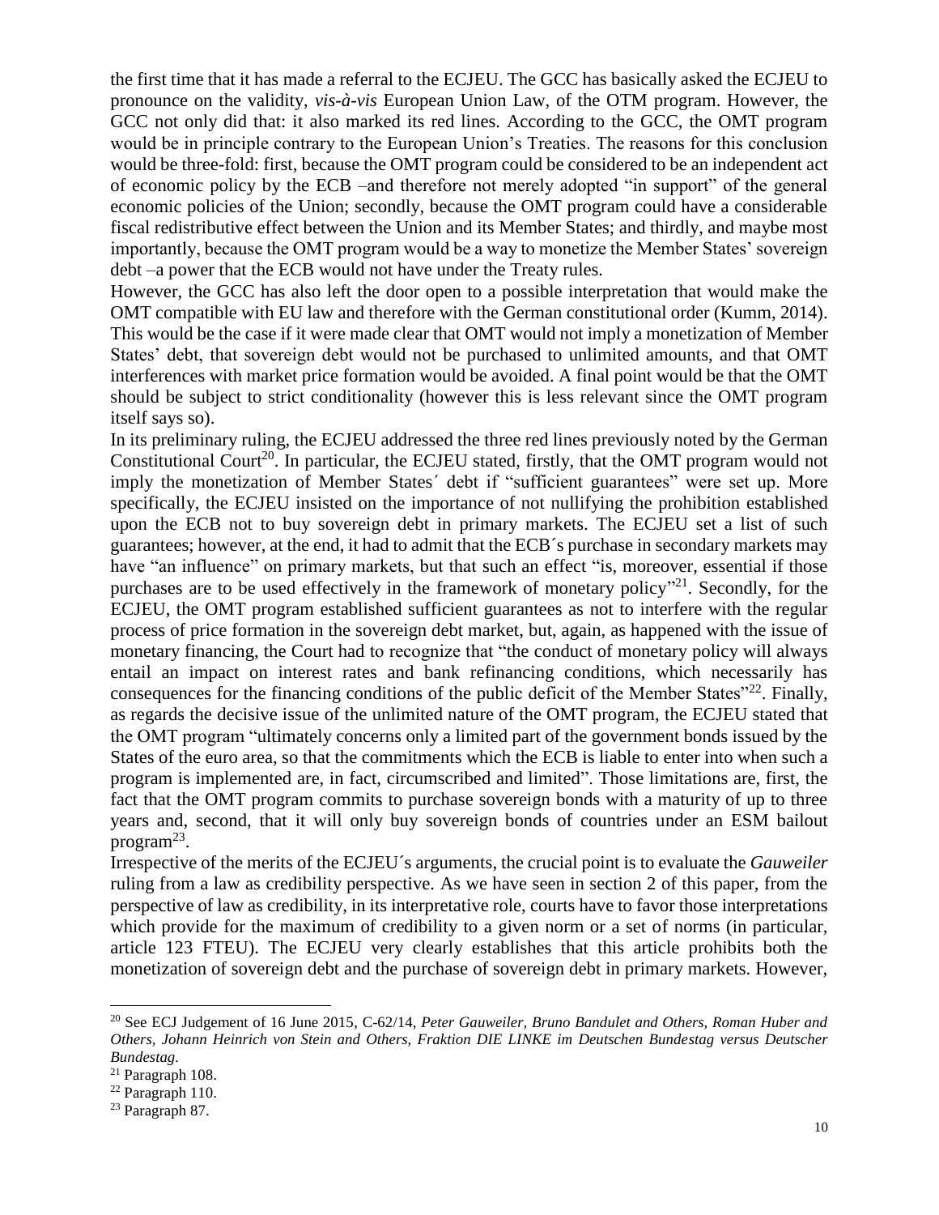the first time that it has made a referral to the ECJEU. The GCC has basically asked the ECJEU to pronounce on the validity, *vis-à-vis* European Union Law, of the OTM program. However, the GCC not only did that: it also marked its red lines. According to the GCC, the OMT program would be in principle contrary to the European Union's Treaties. The reasons for this conclusion would be three-fold: first, because the OMT program could be considered to be an independent act of economic policy by the ECB –and therefore not merely adopted "in support" of the general economic policies of the Union; secondly, because the OMT program could have a considerable fiscal redistributive effect between the Union and its Member States; and thirdly, and maybe most importantly, because the OMT program would be a way to monetize the Member States' sovereign debt –a power that the ECB would not have under the Treaty rules.

However, the GCC has also left the door open to a possible interpretation that would make the OMT compatible with EU law and therefore with the German constitutional order (Kumm, 2014). This would be the case if it were made clear that OMT would not imply a monetization of Member States' debt, that sovereign debt would not be purchased to unlimited amounts, and that OMT interferences with market price formation would be avoided. A final point would be that the OMT should be subject to strict conditionality (however this is less relevant since the OMT program itself says so).

In its preliminary ruling, the ECJEU addressed the three red lines previously noted by the German Constitutional Court[20]. In particular, the ECJEU stated, firstly, that the OMT program would not imply the monetization of Member States´ debt if "sufficient guarantees" were set up. More specifically, the ECJEU insisted on the importance of not nullifying the prohibition established upon the ECB not to buy sovereign debt in primary markets. The ECJEU set a list of such guarantees; however, at the end, it had to admit that the ECB´s purchase in secondary markets may have "an influence" on primary markets, but that such an effect "is, moreover, essential if those purchases are to be used effectively in the framework of monetary policy"[21]. Secondly, for the ECJEU, the OMT program established sufficient guarantees as not to interfere with the regular process of price formation in the sovereign debt market, but, again, as happened with the issue of monetary financing, the Court had to recognize that "the conduct of monetary policy will always entail an impact on interest rates and bank refinancing conditions, which necessarily has consequences for the financing conditions of the public deficit of the Member States"[22]. Finally, as regards the decisive issue of the unlimited nature of the OMT program, the ECJEU stated that the OMT program "ultimately concerns only a limited part of the government bonds issued by the States of the euro area, so that the commitments which the ECB is liable to enter into when such a program is implemented are, in fact, circumscribed and limited". Those limitations are, first, the fact that the OMT program commits to purchase sovereign bonds with a maturity of up to three years and, second, that it will only buy sovereign bonds of countries under an ESM bailout program[23].

Irrespective of the merits of the ECJEU´s arguments, the crucial point is to evaluate the *Gauweiler* ruling from a law as credibility perspective. As we have seen in section 2 of this paper, from the perspective of law as credibility, in its interpretative role, courts have to favor those interpretations which provide for the maximum of credibility to a given norm or a set of norms (in particular, article 123 FTEU). The ECJEU very clearly establishes that this article prohibits both the monetization of sovereign debt and the purchase of sovereign debt in primary markets. However,

---

[20] See ECJ Judgement of 16 June 2015, C-62/14, *Peter Gauweiler, Bruno Bandulet and Others, Roman Huber and Others, Johann Heinrich von Stein and Others, Fraktion DIE LINKE im Deutschen Bundestag versus Deutscher Bundestag*.

[21] Paragraph 108.

[22] Paragraph 110.

[23] Paragraph 87.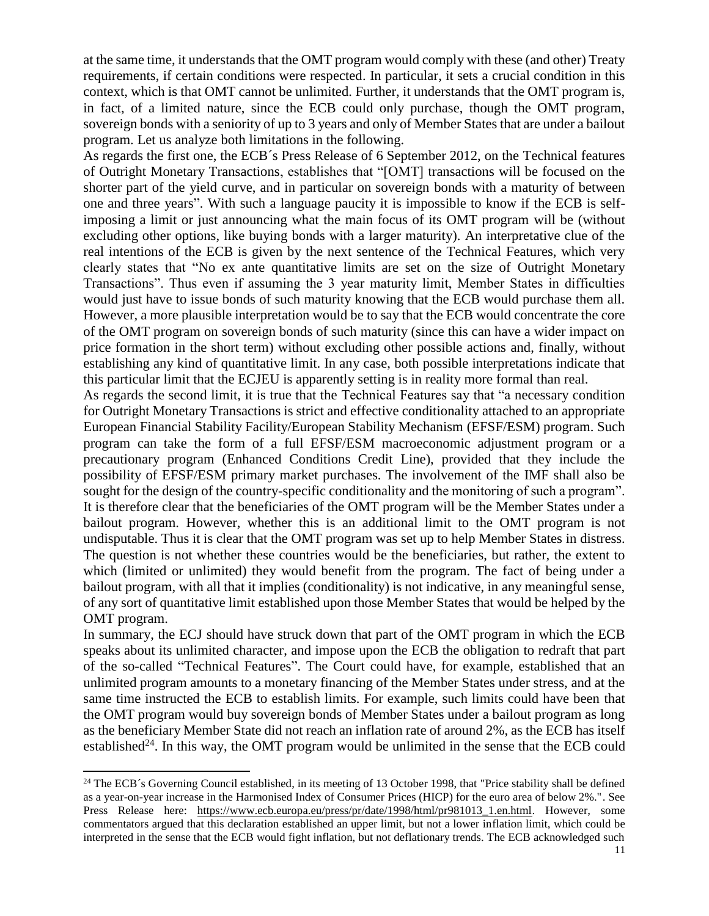at the same time, it understands that the OMT program would comply with these (and other) Treaty requirements, if certain conditions were respected. In particular, it sets a crucial condition in this context, which is that OMT cannot be unlimited. Further, it understands that the OMT program is, in fact, of a limited nature, since the ECB could only purchase, though the OMT program, sovereign bonds with a seniority of up to 3 years and only of Member States that are under a bailout program. Let us analyze both limitations in the following.

As regards the first one, the ECB´s Press Release of 6 September 2012, on the Technical features of Outright Monetary Transactions, establishes that "[OMT] transactions will be focused on the shorter part of the yield curve, and in particular on sovereign bonds with a maturity of between one and three years". With such a language paucity it is impossible to know if the ECB is self-imposing a limit or just announcing what the main focus of its OMT program will be (without excluding other options, like buying bonds with a larger maturity). An interpretative clue of the real intentions of the ECB is given by the next sentence of the Technical Features, which very clearly states that "No ex ante quantitative limits are set on the size of Outright Monetary Transactions". Thus even if assuming the 3 year maturity limit, Member States in difficulties would just have to issue bonds of such maturity knowing that the ECB would purchase them all. However, a more plausible interpretation would be to say that the ECB would concentrate the core of the OMT program on sovereign bonds of such maturity (since this can have a wider impact on price formation in the short term) without excluding other possible actions and, finally, without establishing any kind of quantitative limit. In any case, both possible interpretations indicate that this particular limit that the ECJEU is apparently setting is in reality more formal than real.

As regards the second limit, it is true that the Technical Features say that "a necessary condition for Outright Monetary Transactions is strict and effective conditionality attached to an appropriate European Financial Stability Facility/European Stability Mechanism (EFSF/ESM) program. Such program can take the form of a full EFSF/ESM macroeconomic adjustment program or a precautionary program (Enhanced Conditions Credit Line), provided that they include the possibility of EFSF/ESM primary market purchases. The involvement of the IMF shall also be sought for the design of the country-specific conditionality and the monitoring of such a program". It is therefore clear that the beneficiaries of the OMT program will be the Member States under a bailout program. However, whether this is an additional limit to the OMT program is not undisputable. Thus it is clear that the OMT program was set up to help Member States in distress. The question is not whether these countries would be the beneficiaries, but rather, the extent to which (limited or unlimited) they would benefit from the program. The fact of being under a bailout program, with all that it implies (conditionality) is not indicative, in any meaningful sense, of any sort of quantitative limit established upon those Member States that would be helped by the OMT program.

In summary, the ECJ should have struck down that part of the OMT program in which the ECB speaks about its unlimited character, and impose upon the ECB the obligation to redraft that part of the so-called "Technical Features". The Court could have, for example, established that an unlimited program amounts to a monetary financing of the Member States under stress, and at the same time instructed the ECB to establish limits. For example, such limits could have been that the OMT program would buy sovereign bonds of Member States under a bailout program as long as the beneficiary Member State did not reach an inflation rate of around 2%, as the ECB has itself established[24]. In this way, the OMT program would be unlimited in the sense that the ECB could

[24] The ECB´s Governing Council established, in its meeting of 13 October 1998, that "Price stability shall be defined as a year-on-year increase in the Harmonised Index of Consumer Prices (HICP) for the euro area of below 2%.". See Press Release here: https://www.ecb.europa.eu/press/pr/date/1998/html/pr981013_1.en.html. However, some commentators argued that this declaration established an upper limit, but not a lower inflation limit, which could be interpreted in the sense that the ECB would fight inflation, but not deflationary trends. The ECB acknowledged such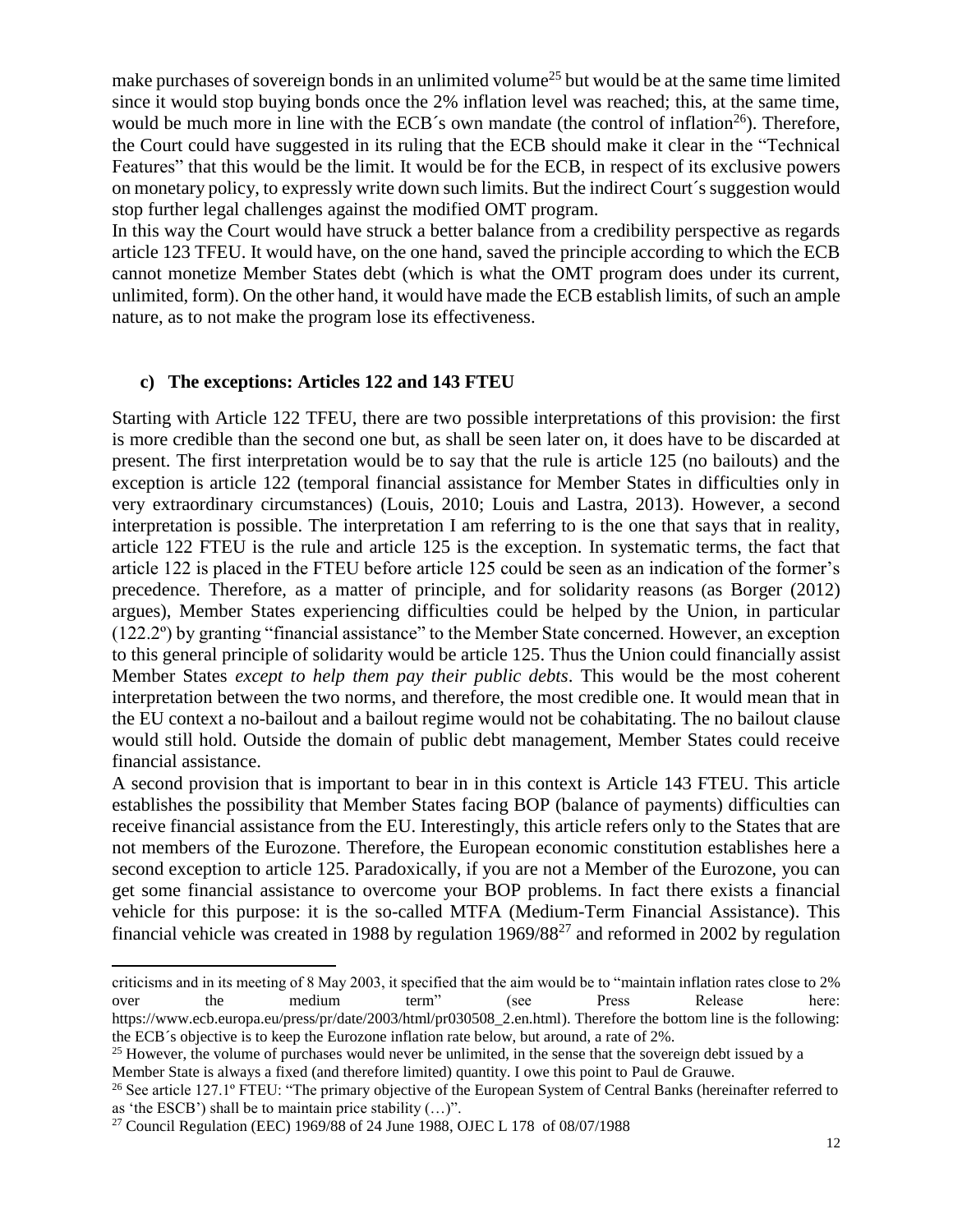make purchases of sovereign bonds in an unlimited volume[25] but would be at the same time limited since it would stop buying bonds once the 2% inflation level was reached; this, at the same time, would be much more in line with the ECB´s own mandate (the control of inflation[26]). Therefore, the Court could have suggested in its ruling that the ECB should make it clear in the "Technical Features" that this would be the limit. It would be for the ECB, in respect of its exclusive powers on monetary policy, to expressly write down such limits. But the indirect Court´s suggestion would stop further legal challenges against the modified OMT program.

In this way the Court would have struck a better balance from a credibility perspective as regards article 123 TFEU. It would have, on the one hand, saved the principle according to which the ECB cannot monetize Member States debt (which is what the OMT program does under its current, unlimited, form). On the other hand, it would have made the ECB establish limits, of such an ample nature, as to not make the program lose its effectiveness.

### c) The exceptions: Articles 122 and 143 FTEU

Starting with Article 122 TFEU, there are two possible interpretations of this provision: the first is more credible than the second one but, as shall be seen later on, it does have to be discarded at present. The first interpretation would be to say that the rule is article 125 (no bailouts) and the exception is article 122 (temporal financial assistance for Member States in difficulties only in very extraordinary circumstances) (Louis, 2010; Louis and Lastra, 2013). However, a second interpretation is possible. The interpretation I am referring to is the one that says that in reality, article 122 FTEU is the rule and article 125 is the exception. In systematic terms, the fact that article 122 is placed in the FTEU before article 125 could be seen as an indication of the former's precedence. Therefore, as a matter of principle, and for solidarity reasons (as Borger (2012) argues), Member States experiencing difficulties could be helped by the Union, in particular (122.2º) by granting "financial assistance" to the Member State concerned. However, an exception to this general principle of solidarity would be article 125. Thus the Union could financially assist Member States *except to help them pay their public debts*. This would be the most coherent interpretation between the two norms, and therefore, the most credible one. It would mean that in the EU context a no-bailout and a bailout regime would not be cohabitating. The no bailout clause would still hold. Outside the domain of public debt management, Member States could receive financial assistance.

A second provision that is important to bear in in this context is Article 143 FTEU. This article establishes the possibility that Member States facing BOP (balance of payments) difficulties can receive financial assistance from the EU. Interestingly, this article refers only to the States that are not members of the Eurozone. Therefore, the European economic constitution establishes here a second exception to article 125. Paradoxically, if you are not a Member of the Eurozone, you can get some financial assistance to overcome your BOP problems. In fact there exists a financial vehicle for this purpose: it is the so-called MTFA (Medium-Term Financial Assistance). This financial vehicle was created in 1988 by regulation 1969/88[27] and reformed in 2002 by regulation

---

criticisms and in its meeting of 8 May 2003, it specified that the aim would be to "maintain inflation rates close to 2% over the medium term" (see Press Release here: https://www.ecb.europa.eu/press/pr/date/2003/html/pr030508_2.en.html). Therefore the bottom line is the following: the ECB´s objective is to keep the Eurozone inflation rate below, but around, a rate of 2%.

[25] However, the volume of purchases would never be unlimited, in the sense that the sovereign debt issued by a Member State is always a fixed (and therefore limited) quantity. I owe this point to Paul de Grauwe.

[26] See article 127.1º FTEU: "The primary objective of the European System of Central Banks (hereinafter referred to as 'the ESCB') shall be to maintain price stability (…)".

[27] Council Regulation (EEC) 1969/88 of 24 June 1988, OJEC L 178 of 08/07/1988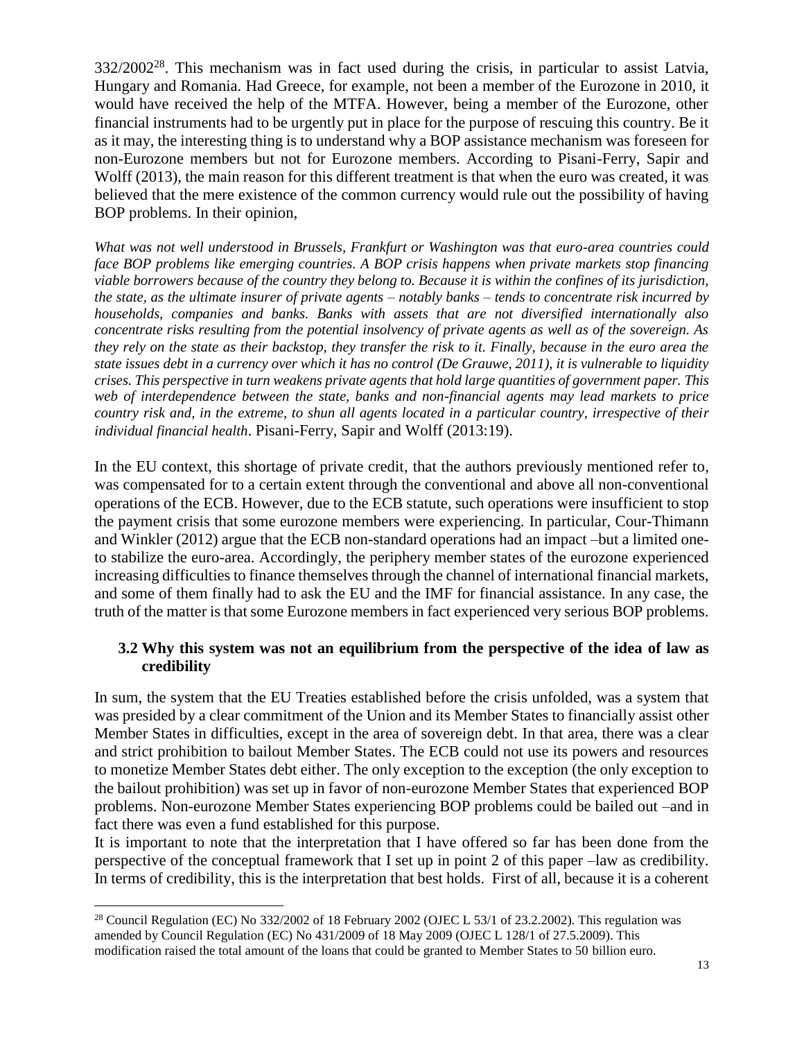332/2002[28]. This mechanism was in fact used during the crisis, in particular to assist Latvia, Hungary and Romania. Had Greece, for example, not been a member of the Eurozone in 2010, it would have received the help of the MTFA. However, being a member of the Eurozone, other financial instruments had to be urgently put in place for the purpose of rescuing this country. Be it as it may, the interesting thing is to understand why a BOP assistance mechanism was foreseen for non-Eurozone members but not for Eurozone members. According to Pisani-Ferry, Sapir and Wolff (2013), the main reason for this different treatment is that when the euro was created, it was believed that the mere existence of the common currency would rule out the possibility of having BOP problems. In their opinion,

*What was not well understood in Brussels, Frankfurt or Washington was that euro-area countries could face BOP problems like emerging countries. A BOP crisis happens when private markets stop financing viable borrowers because of the country they belong to. Because it is within the confines of its jurisdiction, the state, as the ultimate insurer of private agents – notably banks – tends to concentrate risk incurred by households, companies and banks. Banks with assets that are not diversified internationally also concentrate risks resulting from the potential insolvency of private agents as well as of the sovereign. As they rely on the state as their backstop, they transfer the risk to it. Finally, because in the euro area the state issues debt in a currency over which it has no control (De Grauwe, 2011), it is vulnerable to liquidity crises. This perspective in turn weakens private agents that hold large quantities of government paper. This web of interdependence between the state, banks and non-financial agents may lead markets to price country risk and, in the extreme, to shun all agents located in a particular country, irrespective of their individual financial health*. Pisani-Ferry, Sapir and Wolff (2013:19).

In the EU context, this shortage of private credit, that the authors previously mentioned refer to, was compensated for to a certain extent through the conventional and above all non-conventional operations of the ECB. However, due to the ECB statute, such operations were insufficient to stop the payment crisis that some eurozone members were experiencing. In particular, Cour-Thimann and Winkler (2012) argue that the ECB non-standard operations had an impact –but a limited one- to stabilize the euro-area. Accordingly, the periphery member states of the eurozone experienced increasing difficulties to finance themselves through the channel of international financial markets, and some of them finally had to ask the EU and the IMF for financial assistance. In any case, the truth of the matter is that some Eurozone members in fact experienced very serious BOP problems.

### 3.2 Why this system was not an equilibrium from the perspective of the idea of law as credibility

In sum, the system that the EU Treaties established before the crisis unfolded, was a system that was presided by a clear commitment of the Union and its Member States to financially assist other Member States in difficulties, except in the area of sovereign debt. In that area, there was a clear and strict prohibition to bailout Member States. The ECB could not use its powers and resources to monetize Member States debt either. The only exception to the exception (the only exception to the bailout prohibition) was set up in favor of non-eurozone Member States that experienced BOP problems. Non-eurozone Member States experiencing BOP problems could be bailed out –and in fact there was even a fund established for this purpose.

It is important to note that the interpretation that I have offered so far has been done from the perspective of the conceptual framework that I set up in point 2 of this paper –law as credibility. In terms of credibility, this is the interpretation that best holds. First of all, because it is a coherent

[28] Council Regulation (EC) No 332/2002 of 18 February 2002 (OJEC L 53/1 of 23.2.2002). This regulation was amended by Council Regulation (EC) No 431/2009 of 18 May 2009 (OJEC L 128/1 of 27.5.2009). This modification raised the total amount of the loans that could be granted to Member States to 50 billion euro.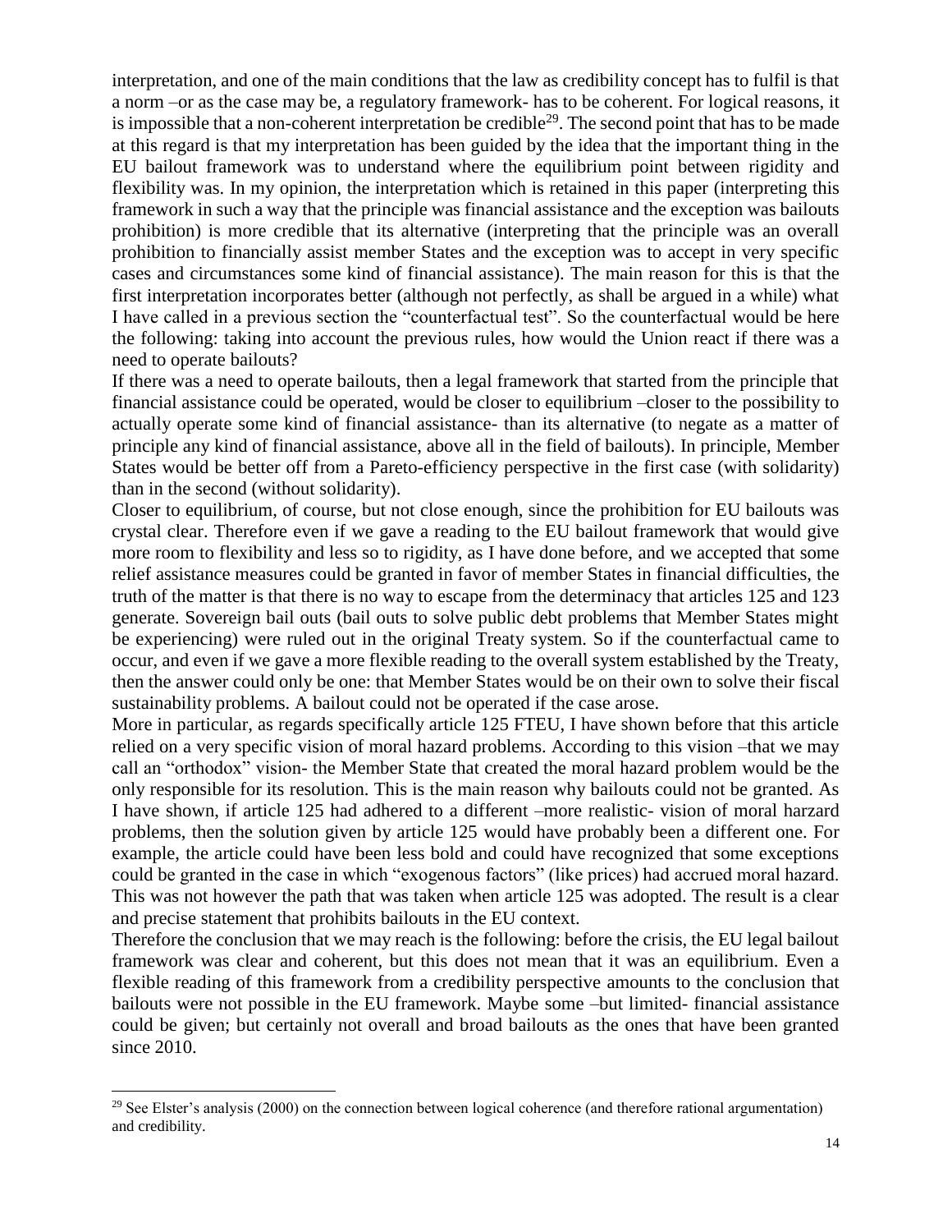interpretation, and one of the main conditions that the law as credibility concept has to fulfil is that a norm –or as the case may be, a regulatory framework- has to be coherent. For logical reasons, it is impossible that a non-coherent interpretation be credible[29]. The second point that has to be made at this regard is that my interpretation has been guided by the idea that the important thing in the EU bailout framework was to understand where the equilibrium point between rigidity and flexibility was. In my opinion, the interpretation which is retained in this paper (interpreting this framework in such a way that the principle was financial assistance and the exception was bailouts prohibition) is more credible that its alternative (interpreting that the principle was an overall prohibition to financially assist member States and the exception was to accept in very specific cases and circumstances some kind of financial assistance). The main reason for this is that the first interpretation incorporates better (although not perfectly, as shall be argued in a while) what I have called in a previous section the "counterfactual test". So the counterfactual would be here the following: taking into account the previous rules, how would the Union react if there was a need to operate bailouts?

If there was a need to operate bailouts, then a legal framework that started from the principle that financial assistance could be operated, would be closer to equilibrium –closer to the possibility to actually operate some kind of financial assistance- than its alternative (to negate as a matter of principle any kind of financial assistance, above all in the field of bailouts). In principle, Member States would be better off from a Pareto-efficiency perspective in the first case (with solidarity) than in the second (without solidarity).

Closer to equilibrium, of course, but not close enough, since the prohibition for EU bailouts was crystal clear. Therefore even if we gave a reading to the EU bailout framework that would give more room to flexibility and less so to rigidity, as I have done before, and we accepted that some relief assistance measures could be granted in favor of member States in financial difficulties, the truth of the matter is that there is no way to escape from the determinacy that articles 125 and 123 generate. Sovereign bail outs (bail outs to solve public debt problems that Member States might be experiencing) were ruled out in the original Treaty system. So if the counterfactual came to occur, and even if we gave a more flexible reading to the overall system established by the Treaty, then the answer could only be one: that Member States would be on their own to solve their fiscal sustainability problems. A bailout could not be operated if the case arose.

More in particular, as regards specifically article 125 FTEU, I have shown before that this article relied on a very specific vision of moral hazard problems. According to this vision –that we may call an "orthodox" vision- the Member State that created the moral hazard problem would be the only responsible for its resolution. This is the main reason why bailouts could not be granted. As I have shown, if article 125 had adhered to a different –more realistic- vision of moral harzard problems, then the solution given by article 125 would have probably been a different one. For example, the article could have been less bold and could have recognized that some exceptions could be granted in the case in which "exogenous factors" (like prices) had accrued moral hazard. This was not however the path that was taken when article 125 was adopted. The result is a clear and precise statement that prohibits bailouts in the EU context.

Therefore the conclusion that we may reach is the following: before the crisis, the EU legal bailout framework was clear and coherent, but this does not mean that it was an equilibrium. Even a flexible reading of this framework from a credibility perspective amounts to the conclusion that bailouts were not possible in the EU framework. Maybe some –but limited- financial assistance could be given; but certainly not overall and broad bailouts as the ones that have been granted since 2010.

[29] See Elster's analysis (2000) on the connection between logical coherence (and therefore rational argumentation) and credibility.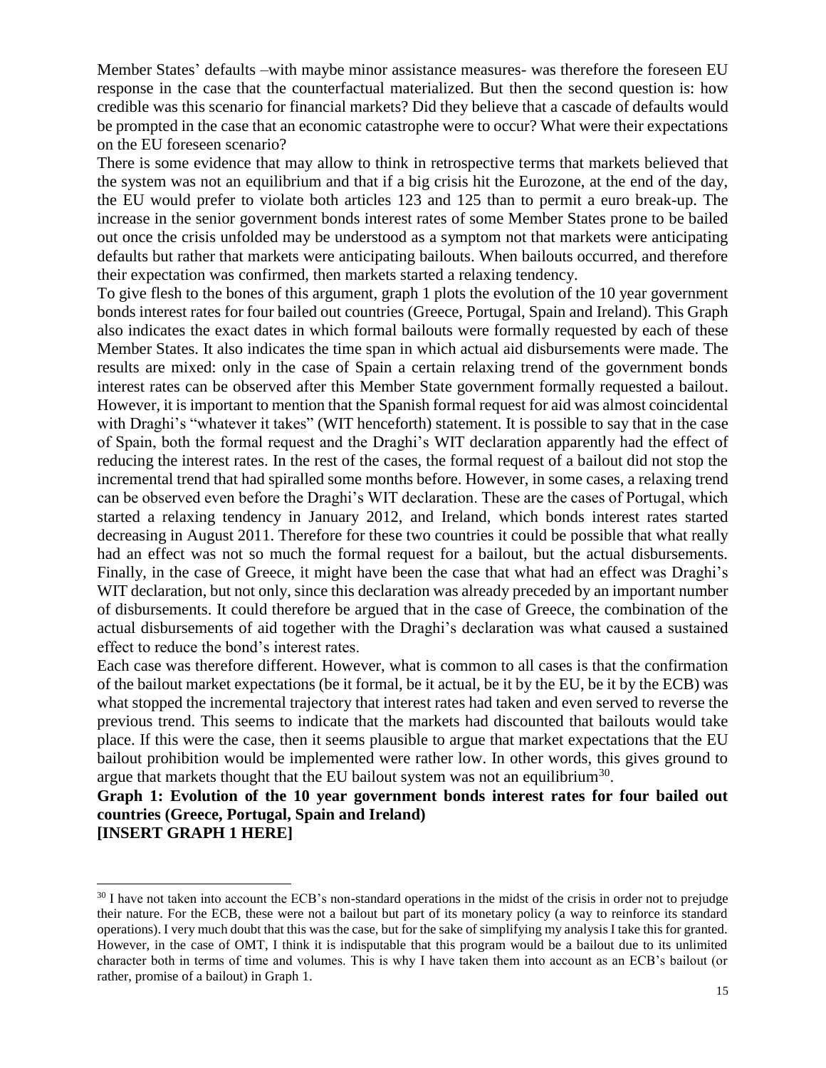Member States' defaults –with maybe minor assistance measures- was therefore the foreseen EU response in the case that the counterfactual materialized. But then the second question is: how credible was this scenario for financial markets? Did they believe that a cascade of defaults would be prompted in the case that an economic catastrophe were to occur? What were their expectations on the EU foreseen scenario?

There is some evidence that may allow to think in retrospective terms that markets believed that the system was not an equilibrium and that if a big crisis hit the Eurozone, at the end of the day, the EU would prefer to violate both articles 123 and 125 than to permit a euro break-up. The increase in the senior government bonds interest rates of some Member States prone to be bailed out once the crisis unfolded may be understood as a symptom not that markets were anticipating defaults but rather that markets were anticipating bailouts. When bailouts occurred, and therefore their expectation was confirmed, then markets started a relaxing tendency.

To give flesh to the bones of this argument, graph 1 plots the evolution of the 10 year government bonds interest rates for four bailed out countries (Greece, Portugal, Spain and Ireland). This Graph also indicates the exact dates in which formal bailouts were formally requested by each of these Member States. It also indicates the time span in which actual aid disbursements were made. The results are mixed: only in the case of Spain a certain relaxing trend of the government bonds interest rates can be observed after this Member State government formally requested a bailout. However, it is important to mention that the Spanish formal request for aid was almost coincidental with Draghi's "whatever it takes" (WIT henceforth) statement. It is possible to say that in the case of Spain, both the formal request and the Draghi's WIT declaration apparently had the effect of reducing the interest rates. In the rest of the cases, the formal request of a bailout did not stop the incremental trend that had spiralled some months before. However, in some cases, a relaxing trend can be observed even before the Draghi's WIT declaration. These are the cases of Portugal, which started a relaxing tendency in January 2012, and Ireland, which bonds interest rates started decreasing in August 2011. Therefore for these two countries it could be possible that what really had an effect was not so much the formal request for a bailout, but the actual disbursements. Finally, in the case of Greece, it might have been the case that what had an effect was Draghi's WIT declaration, but not only, since this declaration was already preceded by an important number of disbursements. It could therefore be argued that in the case of Greece, the combination of the actual disbursements of aid together with the Draghi's declaration was what caused a sustained effect to reduce the bond's interest rates.

Each case was therefore different. However, what is common to all cases is that the confirmation of the bailout market expectations (be it formal, be it actual, be it by the EU, be it by the ECB) was what stopped the incremental trajectory that interest rates had taken and even served to reverse the previous trend. This seems to indicate that the markets had discounted that bailouts would take place. If this were the case, then it seems plausible to argue that market expectations that the EU bailout prohibition would be implemented were rather low. In other words, this gives ground to argue that markets thought that the EU bailout system was not an equilibrium[30].

**Graph 1: Evolution of the 10 year government bonds interest rates for four bailed out countries (Greece, Portugal, Spain and Ireland)**
**[INSERT GRAPH 1 HERE]**

---

[30] I have not taken into account the ECB's non-standard operations in the midst of the crisis in order not to prejudge their nature. For the ECB, these were not a bailout but part of its monetary policy (a way to reinforce its standard operations). I very much doubt that this was the case, but for the sake of simplifying my analysis I take this for granted. However, in the case of OMT, I think it is indisputable that this program would be a bailout due to its unlimited character both in terms of time and volumes. This is why I have taken them into account as an ECB's bailout (or rather, promise of a bailout) in Graph 1.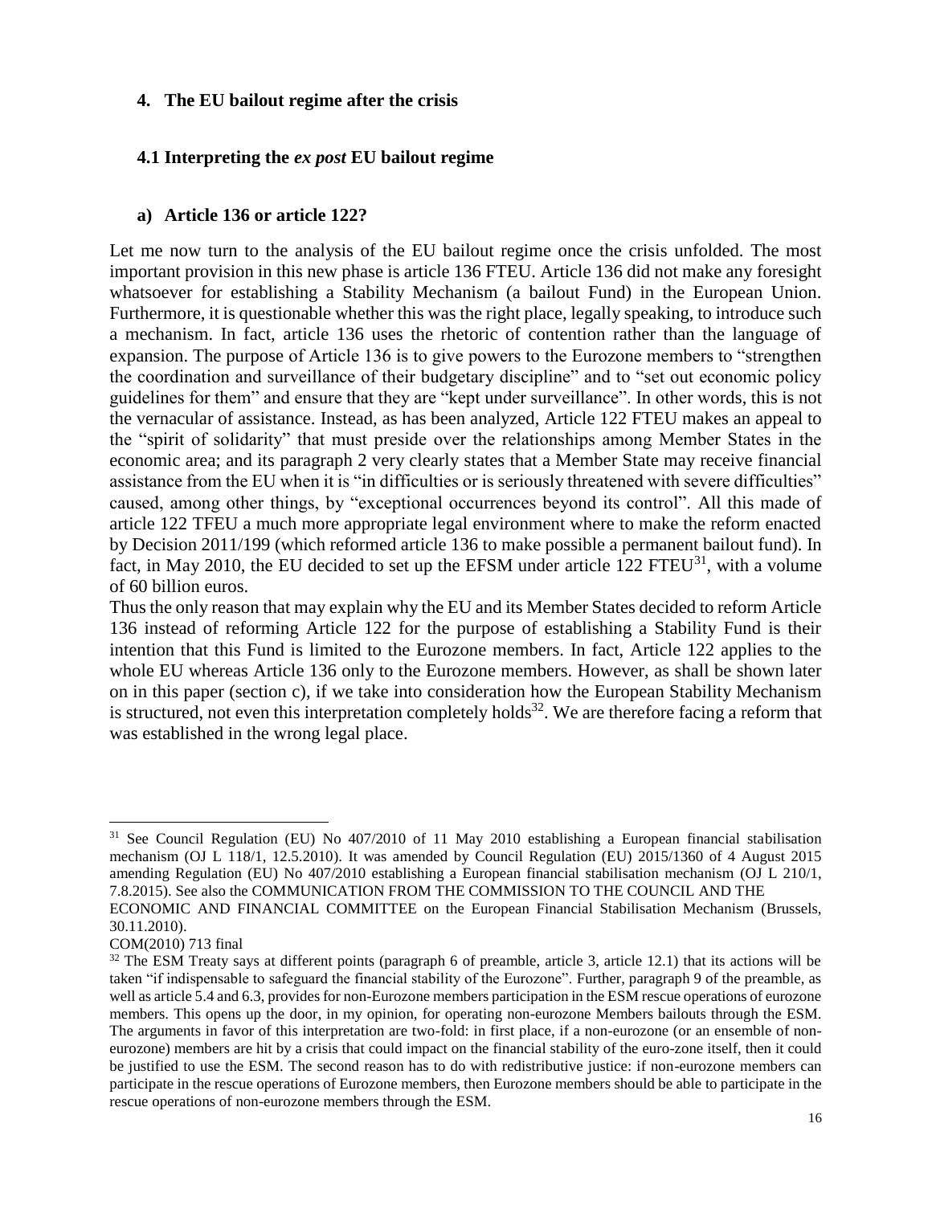## 4. The EU bailout regime after the crisis

### 4.1 Interpreting the *ex post* EU bailout regime

#### a) Article 136 or article 122?

Let me now turn to the analysis of the EU bailout regime once the crisis unfolded. The most important provision in this new phase is article 136 FTEU. Article 136 did not make any foresight whatsoever for establishing a Stability Mechanism (a bailout Fund) in the European Union. Furthermore, it is questionable whether this was the right place, legally speaking, to introduce such a mechanism. In fact, article 136 uses the rhetoric of contention rather than the language of expansion. The purpose of Article 136 is to give powers to the Eurozone members to "strengthen the coordination and surveillance of their budgetary discipline" and to "set out economic policy guidelines for them" and ensure that they are "kept under surveillance". In other words, this is not the vernacular of assistance. Instead, as has been analyzed, Article 122 FTEU makes an appeal to the "spirit of solidarity" that must preside over the relationships among Member States in the economic area; and its paragraph 2 very clearly states that a Member State may receive financial assistance from the EU when it is "in difficulties or is seriously threatened with severe difficulties" caused, among other things, by "exceptional occurrences beyond its control". All this made of article 122 TFEU a much more appropriate legal environment where to make the reform enacted by Decision 2011/199 (which reformed article 136 to make possible a permanent bailout fund). In fact, in May 2010, the EU decided to set up the EFSM under article 122 FTEU[31], with a volume of 60 billion euros.

Thus the only reason that may explain why the EU and its Member States decided to reform Article 136 instead of reforming Article 122 for the purpose of establishing a Stability Fund is their intention that this Fund is limited to the Eurozone members. In fact, Article 122 applies to the whole EU whereas Article 136 only to the Eurozone members. However, as shall be shown later on in this paper (section c), if we take into consideration how the European Stability Mechanism is structured, not even this interpretation completely holds[32]. We are therefore facing a reform that was established in the wrong legal place.

---

[31] See Council Regulation (EU) No 407/2010 of 11 May 2010 establishing a European financial stabilisation mechanism (OJ L 118/1, 12.5.2010). It was amended by Council Regulation (EU) 2015/1360 of 4 August 2015 amending Regulation (EU) No 407/2010 establishing a European financial stabilisation mechanism (OJ L 210/1, 7.8.2015). See also the COMMUNICATION FROM THE COMMISSION TO THE COUNCIL AND THE ECONOMIC AND FINANCIAL COMMITTEE on the European Financial Stabilisation Mechanism (Brussels, 30.11.2010).
COM(2010) 713 final

[32] The ESM Treaty says at different points (paragraph 6 of preamble, article 3, article 12.1) that its actions will be taken "if indispensable to safeguard the financial stability of the Eurozone". Further, paragraph 9 of the preamble, as well as article 5.4 and 6.3, provides for non-Eurozone members participation in the ESM rescue operations of eurozone members. This opens up the door, in my opinion, for operating non-eurozone Members bailouts through the ESM. The arguments in favor of this interpretation are two-fold: in first place, if a non-eurozone (or an ensemble of non-eurozone) members are hit by a crisis that could impact on the financial stability of the euro-zone itself, then it could be justified to use the ESM. The second reason has to do with redistributive justice: if non-eurozone members can participate in the rescue operations of Eurozone members, then Eurozone members should be able to participate in the rescue operations of non-eurozone members through the ESM.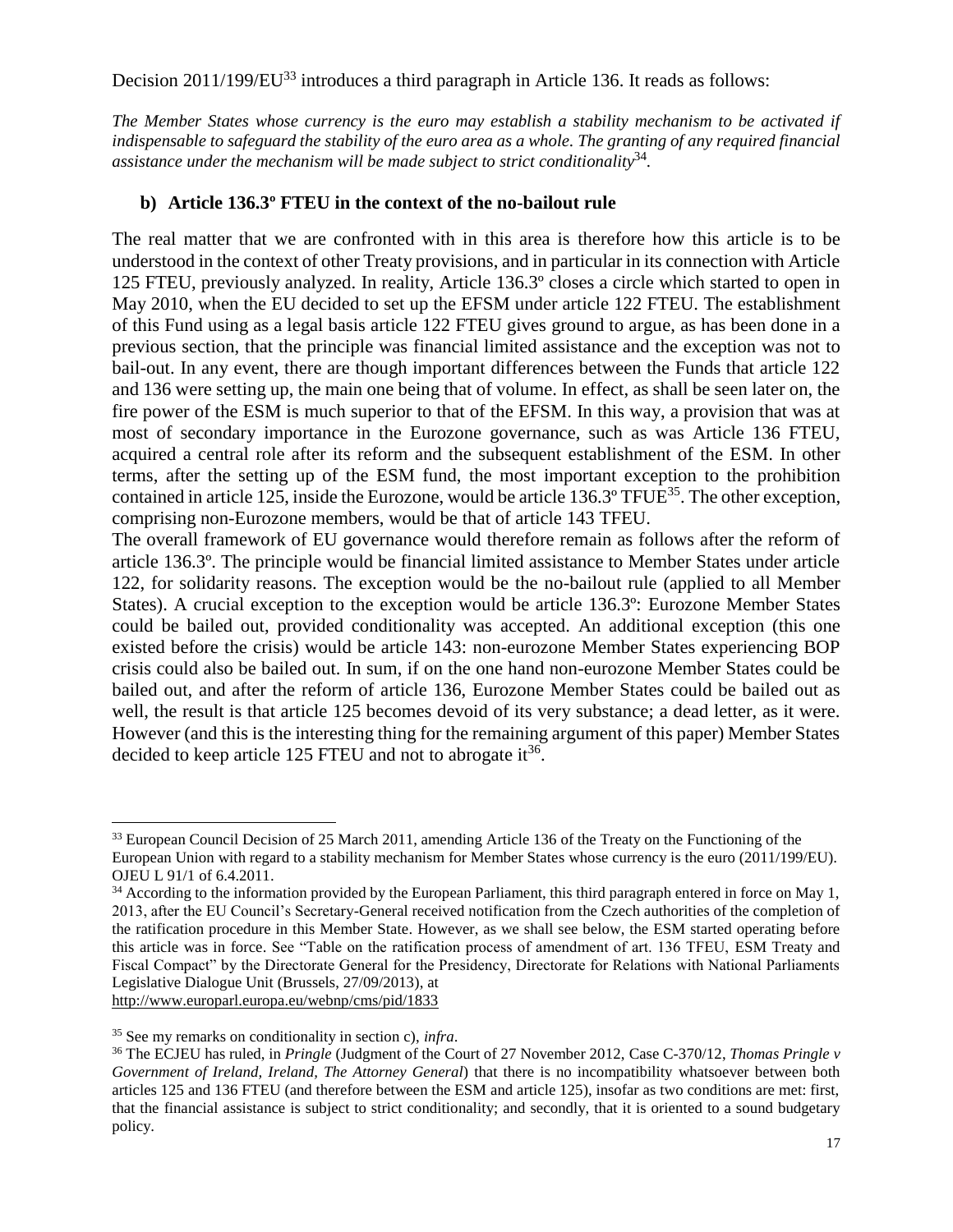Decision 2011/199/EU[33] introduces a third paragraph in Article 136. It reads as follows:

*The Member States whose currency is the euro may establish a stability mechanism to be activated if indispensable to safeguard the stability of the euro area as a whole. The granting of any required financial assistance under the mechanism will be made subject to strict conditionality*[34].

### b) Article 136.3º FTEU in the context of the no-bailout rule

The real matter that we are confronted with in this area is therefore how this article is to be understood in the context of other Treaty provisions, and in particular in its connection with Article 125 FTEU, previously analyzed. In reality, Article 136.3º closes a circle which started to open in May 2010, when the EU decided to set up the EFSM under article 122 FTEU. The establishment of this Fund using as a legal basis article 122 FTEU gives ground to argue, as has been done in a previous section, that the principle was financial limited assistance and the exception was not to bail-out. In any event, there are though important differences between the Funds that article 122 and 136 were setting up, the main one being that of volume. In effect, as shall be seen later on, the fire power of the ESM is much superior to that of the EFSM. In this way, a provision that was at most of secondary importance in the Eurozone governance, such as was Article 136 FTEU, acquired a central role after its reform and the subsequent establishment of the ESM. In other terms, after the setting up of the ESM fund, the most important exception to the prohibition contained in article 125, inside the Eurozone, would be article 136.3º TFUE[35]. The other exception, comprising non-Eurozone members, would be that of article 143 TFEU.

The overall framework of EU governance would therefore remain as follows after the reform of article 136.3º. The principle would be financial limited assistance to Member States under article 122, for solidarity reasons. The exception would be the no-bailout rule (applied to all Member States). A crucial exception to the exception would be article 136.3º: Eurozone Member States could be bailed out, provided conditionality was accepted. An additional exception (this one existed before the crisis) would be article 143: non-eurozone Member States experiencing BOP crisis could also be bailed out. In sum, if on the one hand non-eurozone Member States could be bailed out, and after the reform of article 136, Eurozone Member States could be bailed out as well, the result is that article 125 becomes devoid of its very substance; a dead letter, as it were. However (and this is the interesting thing for the remaining argument of this paper) Member States decided to keep article 125 FTEU and not to abrogate it[36].

---

[33] European Council Decision of 25 March 2011, amending Article 136 of the Treaty on the Functioning of the European Union with regard to a stability mechanism for Member States whose currency is the euro (2011/199/EU). OJEU L 91/1 of 6.4.2011.

[34] According to the information provided by the European Parliament, this third paragraph entered in force on May 1, 2013, after the EU Council's Secretary-General received notification from the Czech authorities of the completion of the ratification procedure in this Member State. However, as we shall see below, the ESM started operating before this article was in force. See "Table on the ratification process of amendment of art. 136 TFEU, ESM Treaty and Fiscal Compact" by the Directorate General for the Presidency, Directorate for Relations with National Parliaments Legislative Dialogue Unit (Brussels, 27/09/2013), at http://www.europarl.europa.eu/webnp/cms/pid/1833

[35] See my remarks on conditionality in section c), *infra*.

[36] The ECJEU has ruled, in *Pringle* (Judgment of the Court of 27 November 2012, Case C-370/12, *Thomas Pringle v Government of Ireland, Ireland, The Attorney General*) that there is no incompatibility whatsoever between both articles 125 and 136 FTEU (and therefore between the ESM and article 125), insofar as two conditions are met: first, that the financial assistance is subject to strict conditionality; and secondly, that it is oriented to a sound budgetary policy.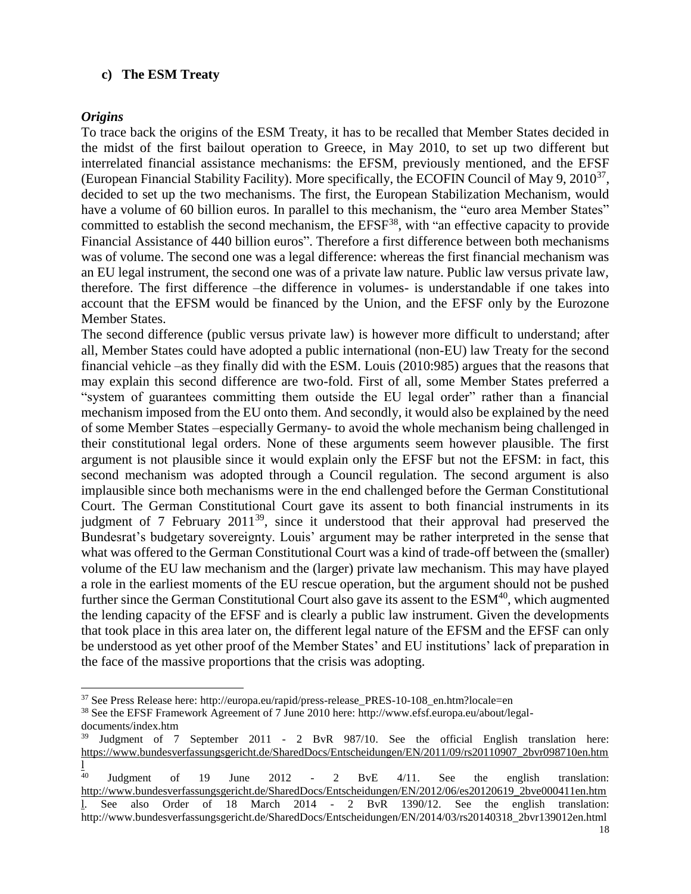### c) The ESM Treaty

***Origins***

To trace back the origins of the ESM Treaty, it has to be recalled that Member States decided in the midst of the first bailout operation to Greece, in May 2010, to set up two different but interrelated financial assistance mechanisms: the EFSM, previously mentioned, and the EFSF (European Financial Stability Facility). More specifically, the ECOFIN Council of May 9, 2010[37], decided to set up the two mechanisms. The first, the European Stabilization Mechanism, would have a volume of 60 billion euros. In parallel to this mechanism, the "euro area Member States" committed to establish the second mechanism, the EFSF[38], with "an effective capacity to provide Financial Assistance of 440 billion euros". Therefore a first difference between both mechanisms was of volume. The second one was a legal difference: whereas the first financial mechanism was an EU legal instrument, the second one was of a private law nature. Public law versus private law, therefore. The first difference –the difference in volumes- is understandable if one takes into account that the EFSM would be financed by the Union, and the EFSF only by the Eurozone Member States.

The second difference (public versus private law) is however more difficult to understand; after all, Member States could have adopted a public international (non-EU) law Treaty for the second financial vehicle –as they finally did with the ESM. Louis (2010:985) argues that the reasons that may explain this second difference are two-fold. First of all, some Member States preferred a "system of guarantees committing them outside the EU legal order" rather than a financial mechanism imposed from the EU onto them. And secondly, it would also be explained by the need of some Member States –especially Germany- to avoid the whole mechanism being challenged in their constitutional legal orders. None of these arguments seem however plausible. The first argument is not plausible since it would explain only the EFSF but not the EFSM: in fact, this second mechanism was adopted through a Council regulation. The second argument is also implausible since both mechanisms were in the end challenged before the German Constitutional Court. The German Constitutional Court gave its assent to both financial instruments in its judgment of 7 February 2011[39], since it understood that their approval had preserved the Bundesrat's budgetary sovereignty. Louis' argument may be rather interpreted in the sense that what was offered to the German Constitutional Court was a kind of trade-off between the (smaller) volume of the EU law mechanism and the (larger) private law mechanism. This may have played a role in the earliest moments of the EU rescue operation, but the argument should not be pushed further since the German Constitutional Court also gave its assent to the ESM[40], which augmented the lending capacity of the EFSF and is clearly a public law instrument. Given the developments that took place in this area later on, the different legal nature of the EFSM and the EFSF can only be understood as yet other proof of the Member States' and EU institutions' lack of preparation in the face of the massive proportions that the crisis was adopting.

---

[37] See Press Release here: http://europa.eu/rapid/press-release_PRES-10-108_en.htm?locale=en

[38] See the EFSF Framework Agreement of 7 June 2010 here: http://www.efsf.europa.eu/about/legal-documents/index.htm

[39] Judgment of 7 September 2011 - 2 BvR 987/10. See the official English translation here: https://www.bundesverfassungsgericht.de/SharedDocs/Entscheidungen/EN/2011/09/rs20110907_2bvr098710en.html

[40] Judgment of 19 June 2012 - 2 BvE 4/11. See the english translation: http://www.bundesverfassungsgericht.de/SharedDocs/Entscheidungen/EN/2012/06/es20120619_2bve000411en.html. See also Order of 18 March 2014 - 2 BvR 1390/12. See the english translation: http://www.bundesverfassungsgericht.de/SharedDocs/Entscheidungen/EN/2014/03/rs20140318_2bvr139012en.html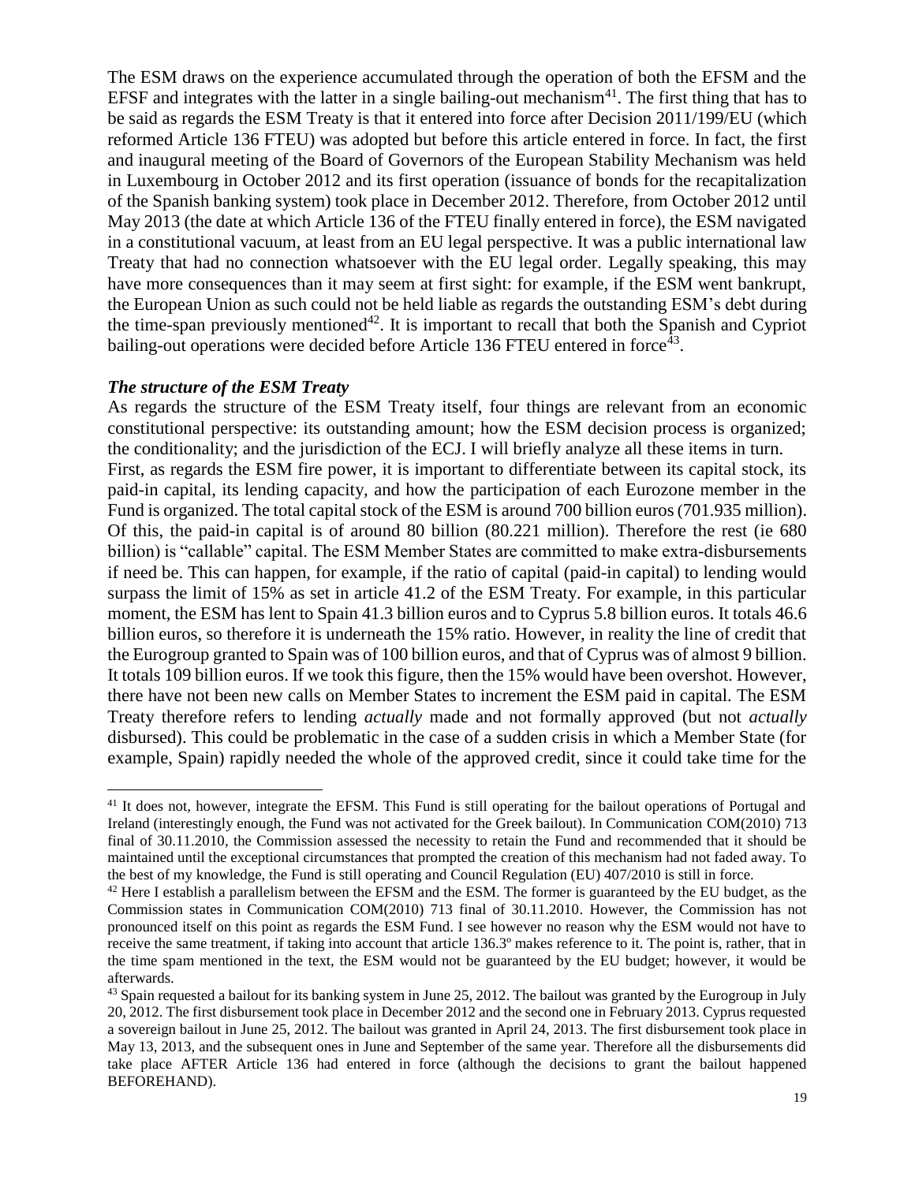The ESM draws on the experience accumulated through the operation of both the EFSM and the EFSF and integrates with the latter in a single bailing-out mechanism[41]. The first thing that has to be said as regards the ESM Treaty is that it entered into force after Decision 2011/199/EU (which reformed Article 136 FTEU) was adopted but before this article entered in force. In fact, the first and inaugural meeting of the Board of Governors of the European Stability Mechanism was held in Luxembourg in October 2012 and its first operation (issuance of bonds for the recapitalization of the Spanish banking system) took place in December 2012. Therefore, from October 2012 until May 2013 (the date at which Article 136 of the FTEU finally entered in force), the ESM navigated in a constitutional vacuum, at least from an EU legal perspective. It was a public international law Treaty that had no connection whatsoever with the EU legal order. Legally speaking, this may have more consequences than it may seem at first sight: for example, if the ESM went bankrupt, the European Union as such could not be held liable as regards the outstanding ESM's debt during the time-span previously mentioned[42]. It is important to recall that both the Spanish and Cypriot bailing-out operations were decided before Article 136 FTEU entered in force[43].

### *The structure of the ESM Treaty*

As regards the structure of the ESM Treaty itself, four things are relevant from an economic constitutional perspective: its outstanding amount; how the ESM decision process is organized; the conditionality; and the jurisdiction of the ECJ. I will briefly analyze all these items in turn.

First, as regards the ESM fire power, it is important to differentiate between its capital stock, its paid-in capital, its lending capacity, and how the participation of each Eurozone member in the Fund is organized. The total capital stock of the ESM is around 700 billion euros (701.935 million). Of this, the paid-in capital is of around 80 billion (80.221 million). Therefore the rest (ie 680 billion) is "callable" capital. The ESM Member States are committed to make extra-disbursements if need be. This can happen, for example, if the ratio of capital (paid-in capital) to lending would surpass the limit of 15% as set in article 41.2 of the ESM Treaty. For example, in this particular moment, the ESM has lent to Spain 41.3 billion euros and to Cyprus 5.8 billion euros. It totals 46.6 billion euros, so therefore it is underneath the 15% ratio. However, in reality the line of credit that the Eurogroup granted to Spain was of 100 billion euros, and that of Cyprus was of almost 9 billion. It totals 109 billion euros. If we took this figure, then the 15% would have been overshot. However, there have not been new calls on Member States to increment the ESM paid in capital. The ESM Treaty therefore refers to lending *actually* made and not formally approved (but not *actually* disbursed). This could be problematic in the case of a sudden crisis in which a Member State (for example, Spain) rapidly needed the whole of the approved credit, since it could take time for the

---

[41] It does not, however, integrate the EFSM. This Fund is still operating for the bailout operations of Portugal and Ireland (interestingly enough, the Fund was not activated for the Greek bailout). In Communication COM(2010) 713 final of 30.11.2010, the Commission assessed the necessity to retain the Fund and recommended that it should be maintained until the exceptional circumstances that prompted the creation of this mechanism had not faded away. To the best of my knowledge, the Fund is still operating and Council Regulation (EU) 407/2010 is still in force.

[42] Here I establish a parallelism between the EFSM and the ESM. The former is guaranteed by the EU budget, as the Commission states in Communication COM(2010) 713 final of 30.11.2010. However, the Commission has not pronounced itself on this point as regards the ESM Fund. I see however no reason why the ESM would not have to receive the same treatment, if taking into account that article 136.3º makes reference to it. The point is, rather, that in the time spam mentioned in the text, the ESM would not be guaranteed by the EU budget; however, it would be afterwards.

[43] Spain requested a bailout for its banking system in June 25, 2012. The bailout was granted by the Eurogroup in July 20, 2012. The first disbursement took place in December 2012 and the second one in February 2013. Cyprus requested a sovereign bailout in June 25, 2012. The bailout was granted in April 24, 2013. The first disbursement took place in May 13, 2013, and the subsequent ones in June and September of the same year. Therefore all the disbursements did take place AFTER Article 136 had entered in force (although the decisions to grant the bailout happened BEFOREHAND).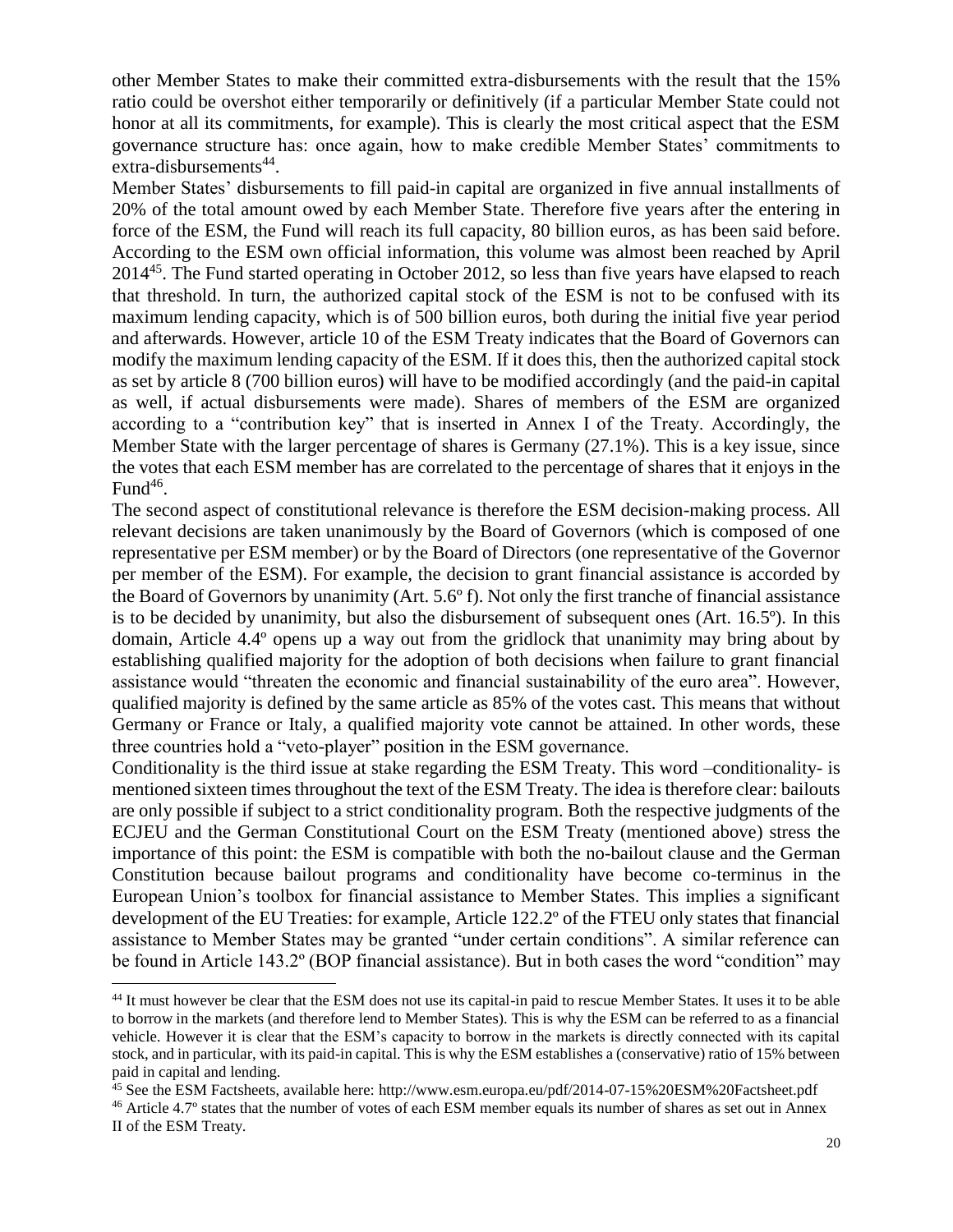other Member States to make their committed extra-disbursements with the result that the 15% ratio could be overshot either temporarily or definitively (if a particular Member State could not honor at all its commitments, for example). This is clearly the most critical aspect that the ESM governance structure has: once again, how to make credible Member States' commitments to extra-disbursements[44].

Member States' disbursements to fill paid-in capital are organized in five annual installments of 20% of the total amount owed by each Member State. Therefore five years after the entering in force of the ESM, the Fund will reach its full capacity, 80 billion euros, as has been said before. According to the ESM own official information, this volume was almost been reached by April 2014[45]. The Fund started operating in October 2012, so less than five years have elapsed to reach that threshold. In turn, the authorized capital stock of the ESM is not to be confused with its maximum lending capacity, which is of 500 billion euros, both during the initial five year period and afterwards. However, article 10 of the ESM Treaty indicates that the Board of Governors can modify the maximum lending capacity of the ESM. If it does this, then the authorized capital stock as set by article 8 (700 billion euros) will have to be modified accordingly (and the paid-in capital as well, if actual disbursements were made). Shares of members of the ESM are organized according to a "contribution key" that is inserted in Annex I of the Treaty. Accordingly, the Member State with the larger percentage of shares is Germany (27.1%). This is a key issue, since the votes that each ESM member has are correlated to the percentage of shares that it enjoys in the Fund[46].

The second aspect of constitutional relevance is therefore the ESM decision-making process. All relevant decisions are taken unanimously by the Board of Governors (which is composed of one representative per ESM member) or by the Board of Directors (one representative of the Governor per member of the ESM). For example, the decision to grant financial assistance is accorded by the Board of Governors by unanimity (Art. 5.6º f). Not only the first tranche of financial assistance is to be decided by unanimity, but also the disbursement of subsequent ones (Art. 16.5º). In this domain, Article 4.4º opens up a way out from the gridlock that unanimity may bring about by establishing qualified majority for the adoption of both decisions when failure to grant financial assistance would "threaten the economic and financial sustainability of the euro area". However, qualified majority is defined by the same article as 85% of the votes cast. This means that without Germany or France or Italy, a qualified majority vote cannot be attained. In other words, these three countries hold a "veto-player" position in the ESM governance.

Conditionality is the third issue at stake regarding the ESM Treaty. This word –conditionality- is mentioned sixteen times throughout the text of the ESM Treaty. The idea is therefore clear: bailouts are only possible if subject to a strict conditionality program. Both the respective judgments of the ECJEU and the German Constitutional Court on the ESM Treaty (mentioned above) stress the importance of this point: the ESM is compatible with both the no-bailout clause and the German Constitution because bailout programs and conditionality have become co-terminus in the European Union's toolbox for financial assistance to Member States. This implies a significant development of the EU Treaties: for example, Article 122.2º of the FTEU only states that financial assistance to Member States may be granted "under certain conditions". A similar reference can be found in Article 143.2º (BOP financial assistance). But in both cases the word "condition" may

---

[44] It must however be clear that the ESM does not use its capital-in paid to rescue Member States. It uses it to be able to borrow in the markets (and therefore lend to Member States). This is why the ESM can be referred to as a financial vehicle. However it is clear that the ESM's capacity to borrow in the markets is directly connected with its capital stock, and in particular, with its paid-in capital. This is why the ESM establishes a (conservative) ratio of 15% between paid in capital and lending.

[45] See the ESM Factsheets, available here: http://www.esm.europa.eu/pdf/2014-07-15%20ESM%20Factsheet.pdf

[46] Article 4.7º states that the number of votes of each ESM member equals its number of shares as set out in Annex II of the ESM Treaty.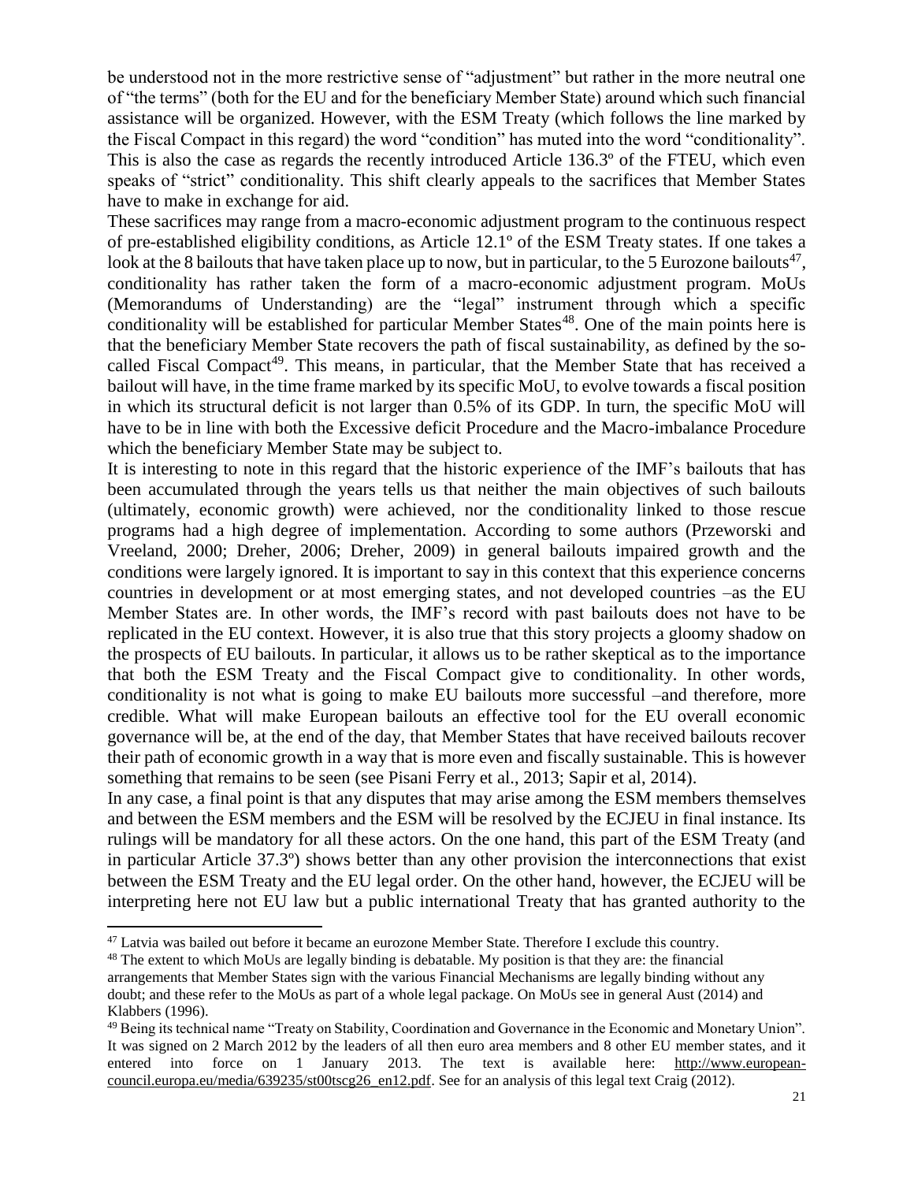be understood not in the more restrictive sense of "adjustment" but rather in the more neutral one of "the terms" (both for the EU and for the beneficiary Member State) around which such financial assistance will be organized. However, with the ESM Treaty (which follows the line marked by the Fiscal Compact in this regard) the word "condition" has muted into the word "conditionality". This is also the case as regards the recently introduced Article 136.3º of the FTEU, which even speaks of "strict" conditionality. This shift clearly appeals to the sacrifices that Member States have to make in exchange for aid.

These sacrifices may range from a macro-economic adjustment program to the continuous respect of pre-established eligibility conditions, as Article 12.1º of the ESM Treaty states. If one takes a look at the 8 bailouts that have taken place up to now, but in particular, to the 5 Eurozone bailouts[47], conditionality has rather taken the form of a macro-economic adjustment program. MoUs (Memorandums of Understanding) are the "legal" instrument through which a specific conditionality will be established for particular Member States[48]. One of the main points here is that the beneficiary Member State recovers the path of fiscal sustainability, as defined by the so-called Fiscal Compact[49]. This means, in particular, that the Member State that has received a bailout will have, in the time frame marked by its specific MoU, to evolve towards a fiscal position in which its structural deficit is not larger than 0.5% of its GDP. In turn, the specific MoU will have to be in line with both the Excessive deficit Procedure and the Macro-imbalance Procedure which the beneficiary Member State may be subject to.

It is interesting to note in this regard that the historic experience of the IMF's bailouts that has been accumulated through the years tells us that neither the main objectives of such bailouts (ultimately, economic growth) were achieved, nor the conditionality linked to those rescue programs had a high degree of implementation. According to some authors (Przeworski and Vreeland, 2000; Dreher, 2006; Dreher, 2009) in general bailouts impaired growth and the conditions were largely ignored. It is important to say in this context that this experience concerns countries in development or at most emerging states, and not developed countries –as the EU Member States are. In other words, the IMF's record with past bailouts does not have to be replicated in the EU context. However, it is also true that this story projects a gloomy shadow on the prospects of EU bailouts. In particular, it allows us to be rather skeptical as to the importance that both the ESM Treaty and the Fiscal Compact give to conditionality. In other words, conditionality is not what is going to make EU bailouts more successful –and therefore, more credible. What will make European bailouts an effective tool for the EU overall economic governance will be, at the end of the day, that Member States that have received bailouts recover their path of economic growth in a way that is more even and fiscally sustainable. This is however something that remains to be seen (see Pisani Ferry et al., 2013; Sapir et al, 2014).

In any case, a final point is that any disputes that may arise among the ESM members themselves and between the ESM members and the ESM will be resolved by the ECJEU in final instance. Its rulings will be mandatory for all these actors. On the one hand, this part of the ESM Treaty (and in particular Article 37.3º) shows better than any other provision the interconnections that exist between the ESM Treaty and the EU legal order. On the other hand, however, the ECJEU will be interpreting here not EU law but a public international Treaty that has granted authority to the

---

[47] Latvia was bailed out before it became an eurozone Member State. Therefore I exclude this country.

[48] The extent to which MoUs are legally binding is debatable. My position is that they are: the financial arrangements that Member States sign with the various Financial Mechanisms are legally binding without any doubt; and these refer to the MoUs as part of a whole legal package. On MoUs see in general Aust (2014) and Klabbers (1996).

[49] Being its technical name "Treaty on Stability, Coordination and Governance in the Economic and Monetary Union". It was signed on 2 March 2012 by the leaders of all then euro area members and 8 other EU member states, and it entered into force on 1 January 2013. The text is available here: http://www.european-council.europa.eu/media/639235/st00tscg26_en12.pdf. See for an analysis of this legal text Craig (2012).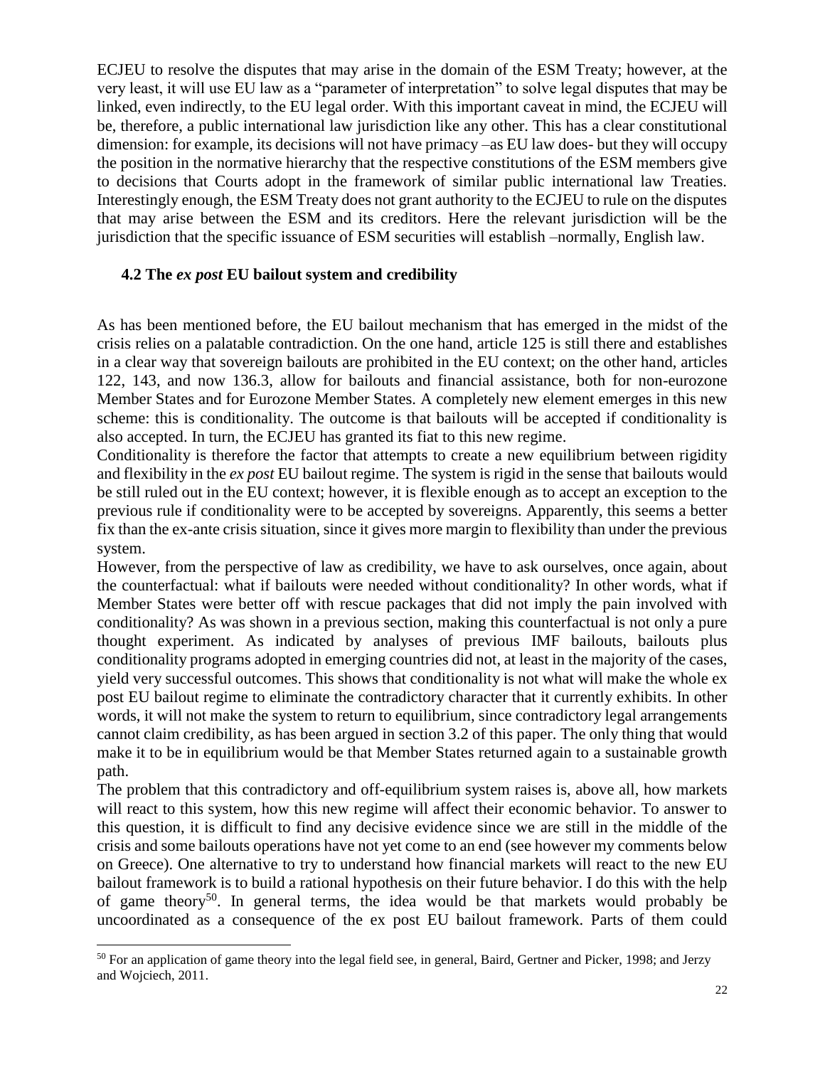ECJEU to resolve the disputes that may arise in the domain of the ESM Treaty; however, at the very least, it will use EU law as a "parameter of interpretation" to solve legal disputes that may be linked, even indirectly, to the EU legal order. With this important caveat in mind, the ECJEU will be, therefore, a public international law jurisdiction like any other. This has a clear constitutional dimension: for example, its decisions will not have primacy –as EU law does- but they will occupy the position in the normative hierarchy that the respective constitutions of the ESM members give to decisions that Courts adopt in the framework of similar public international law Treaties. Interestingly enough, the ESM Treaty does not grant authority to the ECJEU to rule on the disputes that may arise between the ESM and its creditors. Here the relevant jurisdiction will be the jurisdiction that the specific issuance of ESM securities will establish –normally, English law.

### 4.2 The *ex post* EU bailout system and credibility

As has been mentioned before, the EU bailout mechanism that has emerged in the midst of the crisis relies on a palatable contradiction. On the one hand, article 125 is still there and establishes in a clear way that sovereign bailouts are prohibited in the EU context; on the other hand, articles 122, 143, and now 136.3, allow for bailouts and financial assistance, both for non-eurozone Member States and for Eurozone Member States. A completely new element emerges in this new scheme: this is conditionality. The outcome is that bailouts will be accepted if conditionality is also accepted. In turn, the ECJEU has granted its fiat to this new regime.

Conditionality is therefore the factor that attempts to create a new equilibrium between rigidity and flexibility in the *ex post* EU bailout regime. The system is rigid in the sense that bailouts would be still ruled out in the EU context; however, it is flexible enough as to accept an exception to the previous rule if conditionality were to be accepted by sovereigns. Apparently, this seems a better fix than the ex-ante crisis situation, since it gives more margin to flexibility than under the previous system.

However, from the perspective of law as credibility, we have to ask ourselves, once again, about the counterfactual: what if bailouts were needed without conditionality? In other words, what if Member States were better off with rescue packages that did not imply the pain involved with conditionality? As was shown in a previous section, making this counterfactual is not only a pure thought experiment. As indicated by analyses of previous IMF bailouts, bailouts plus conditionality programs adopted in emerging countries did not, at least in the majority of the cases, yield very successful outcomes. This shows that conditionality is not what will make the whole ex post EU bailout regime to eliminate the contradictory character that it currently exhibits. In other words, it will not make the system to return to equilibrium, since contradictory legal arrangements cannot claim credibility, as has been argued in section 3.2 of this paper. The only thing that would make it to be in equilibrium would be that Member States returned again to a sustainable growth path.

The problem that this contradictory and off-equilibrium system raises is, above all, how markets will react to this system, how this new regime will affect their economic behavior. To answer to this question, it is difficult to find any decisive evidence since we are still in the middle of the crisis and some bailouts operations have not yet come to an end (see however my comments below on Greece). One alternative to try to understand how financial markets will react to the new EU bailout framework is to build a rational hypothesis on their future behavior. I do this with the help of game theory[50]. In general terms, the idea would be that markets would probably be uncoordinated as a consequence of the ex post EU bailout framework. Parts of them could

[50] For an application of game theory into the legal field see, in general, Baird, Gertner and Picker, 1998; and Jerzy and Wojciech, 2011.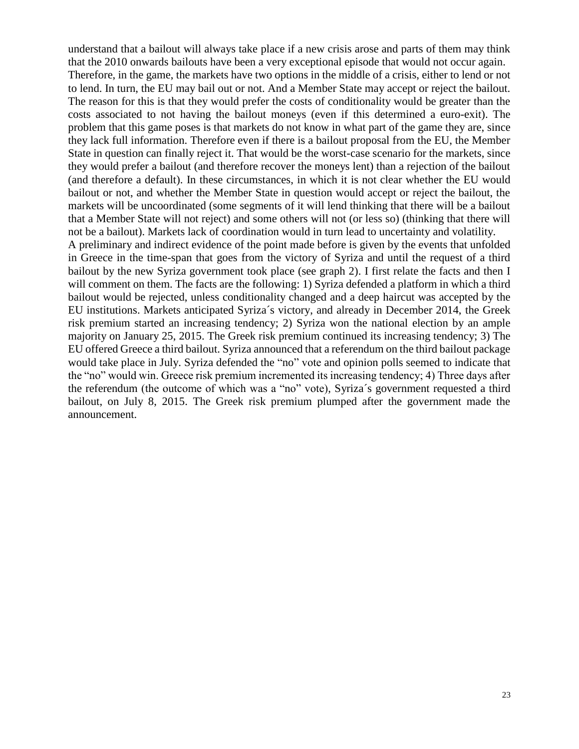understand that a bailout will always take place if a new crisis arose and parts of them may think that the 2010 onwards bailouts have been a very exceptional episode that would not occur again.
Therefore, in the game, the markets have two options in the middle of a crisis, either to lend or not to lend. In turn, the EU may bail out or not. And a Member State may accept or reject the bailout. The reason for this is that they would prefer the costs of conditionality would be greater than the costs associated to not having the bailout moneys (even if this determined a euro-exit). The problem that this game poses is that markets do not know in what part of the game they are, since they lack full information. Therefore even if there is a bailout proposal from the EU, the Member State in question can finally reject it. That would be the worst-case scenario for the markets, since they would prefer a bailout (and therefore recover the moneys lent) than a rejection of the bailout (and therefore a default). In these circumstances, in which it is not clear whether the EU would bailout or not, and whether the Member State in question would accept or reject the bailout, the markets will be uncoordinated (some segments of it will lend thinking that there will be a bailout that a Member State will not reject) and some others will not (or less so) (thinking that there will not be a bailout). Markets lack of coordination would in turn lead to uncertainty and volatility.
A preliminary and indirect evidence of the point made before is given by the events that unfolded in Greece in the time-span that goes from the victory of Syriza and until the request of a third bailout by the new Syriza government took place (see graph 2). I first relate the facts and then I will comment on them. The facts are the following: 1) Syriza defended a platform in which a third bailout would be rejected, unless conditionality changed and a deep haircut was accepted by the EU institutions. Markets anticipated Syriza´s victory, and already in December 2014, the Greek risk premium started an increasing tendency; 2) Syriza won the national election by an ample majority on January 25, 2015. The Greek risk premium continued its increasing tendency; 3) The EU offered Greece a third bailout. Syriza announced that a referendum on the third bailout package would take place in July. Syriza defended the "no" vote and opinion polls seemed to indicate that the "no" would win. Greece risk premium incremented its increasing tendency; 4) Three days after the referendum (the outcome of which was a "no" vote), Syriza´s government requested a third bailout, on July 8, 2015. The Greek risk premium plumped after the government made the announcement.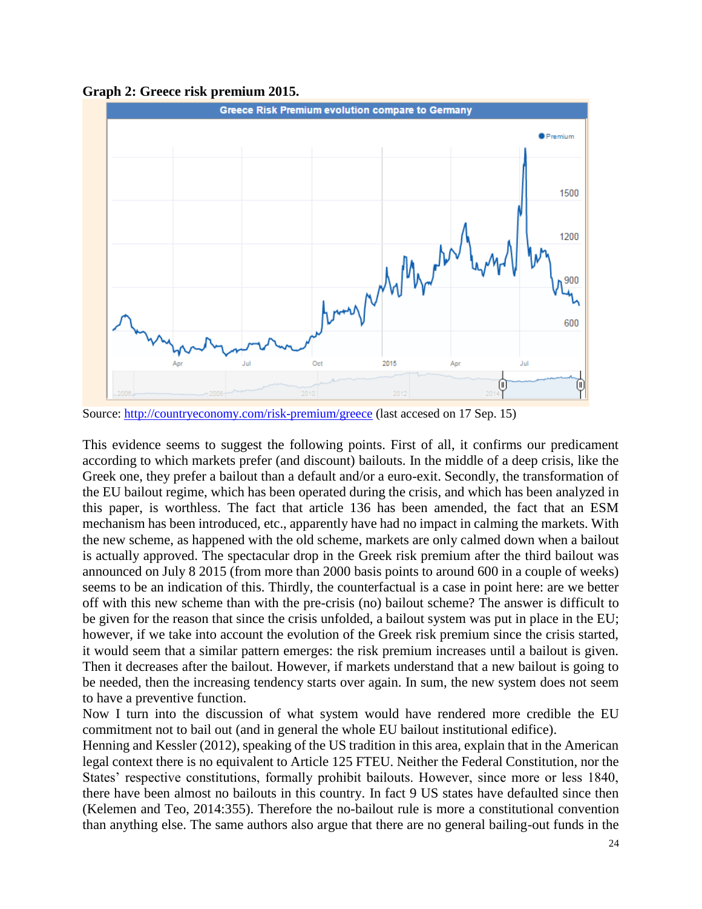**Graph 2: Greece risk premium 2015.**

Source: http://countryeconomy.com/risk-premium/greece (last accesed on 17 Sep. 15)

This evidence seems to suggest the following points. First of all, it confirms our predicament according to which markets prefer (and discount) bailouts. In the middle of a deep crisis, like the Greek one, they prefer a bailout than a default and/or a euro-exit. Secondly, the transformation of the EU bailout regime, which has been operated during the crisis, and which has been analyzed in this paper, is worthless. The fact that article 136 has been amended, the fact that an ESM mechanism has been introduced, etc., apparently have had no impact in calming the markets. With the new scheme, as happened with the old scheme, markets are only calmed down when a bailout is actually approved. The spectacular drop in the Greek risk premium after the third bailout was announced on July 8 2015 (from more than 2000 basis points to around 600 in a couple of weeks) seems to be an indication of this. Thirdly, the counterfactual is a case in point here: are we better off with this new scheme than with the pre-crisis (no) bailout scheme? The answer is difficult to be given for the reason that since the crisis unfolded, a bailout system was put in place in the EU; however, if we take into account the evolution of the Greek risk premium since the crisis started, it would seem that a similar pattern emerges: the risk premium increases until a bailout is given. Then it decreases after the bailout. However, if markets understand that a new bailout is going to be needed, then the increasing tendency starts over again. In sum, the new system does not seem to have a preventive function.

Now I turn into the discussion of what system would have rendered more credible the EU commitment not to bail out (and in general the whole EU bailout institutional edifice).

Henning and Kessler (2012), speaking of the US tradition in this area, explain that in the American legal context there is no equivalent to Article 125 FTEU. Neither the Federal Constitution, nor the States' respective constitutions, formally prohibit bailouts. However, since more or less 1840, there have been almost no bailouts in this country. In fact 9 US states have defaulted since then (Kelemen and Teo, 2014:355). Therefore the no-bailout rule is more a constitutional convention than anything else. The same authors also argue that there are no general bailing-out funds in the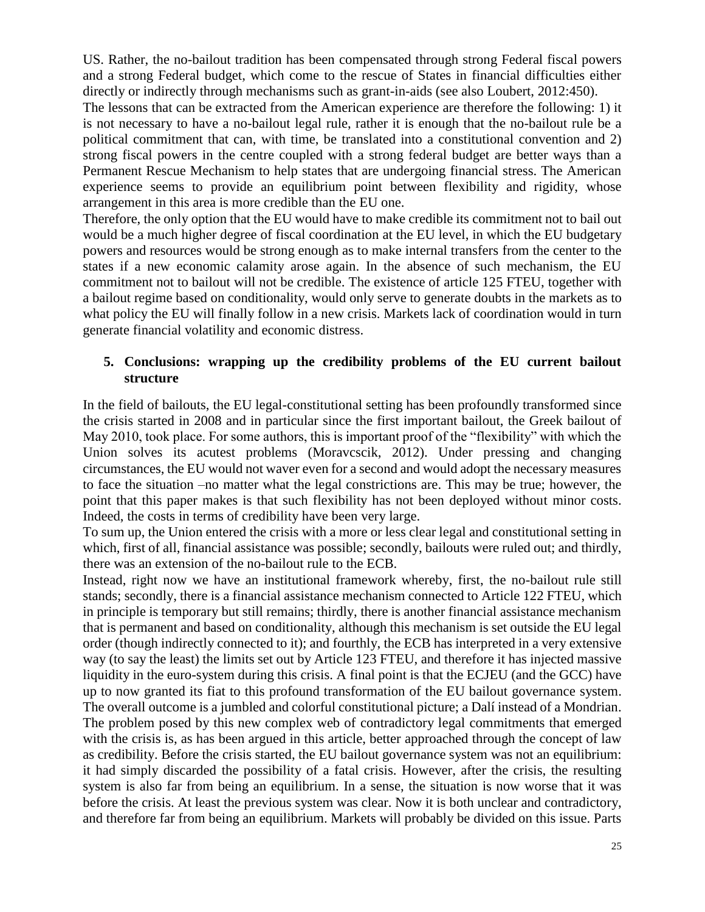US. Rather, the no-bailout tradition has been compensated through strong Federal fiscal powers and a strong Federal budget, which come to the rescue of States in financial difficulties either directly or indirectly through mechanisms such as grant-in-aids (see also Loubert, 2012:450).

The lessons that can be extracted from the American experience are therefore the following: 1) it is not necessary to have a no-bailout legal rule, rather it is enough that the no-bailout rule be a political commitment that can, with time, be translated into a constitutional convention and 2) strong fiscal powers in the centre coupled with a strong federal budget are better ways than a Permanent Rescue Mechanism to help states that are undergoing financial stress. The American experience seems to provide an equilibrium point between flexibility and rigidity, whose arrangement in this area is more credible than the EU one.

Therefore, the only option that the EU would have to make credible its commitment not to bail out would be a much higher degree of fiscal coordination at the EU level, in which the EU budgetary powers and resources would be strong enough as to make internal transfers from the center to the states if a new economic calamity arose again. In the absence of such mechanism, the EU commitment not to bailout will not be credible. The existence of article 125 FTEU, together with a bailout regime based on conditionality, would only serve to generate doubts in the markets as to what policy the EU will finally follow in a new crisis. Markets lack of coordination would in turn generate financial volatility and economic distress.

## 5. Conclusions: wrapping up the credibility problems of the EU current bailout structure

In the field of bailouts, the EU legal-constitutional setting has been profoundly transformed since the crisis started in 2008 and in particular since the first important bailout, the Greek bailout of May 2010, took place. For some authors, this is important proof of the "flexibility" with which the Union solves its acutest problems (Moravcscik, 2012). Under pressing and changing circumstances, the EU would not waver even for a second and would adopt the necessary measures to face the situation –no matter what the legal constrictions are. This may be true; however, the point that this paper makes is that such flexibility has not been deployed without minor costs. Indeed, the costs in terms of credibility have been very large.

To sum up, the Union entered the crisis with a more or less clear legal and constitutional setting in which, first of all, financial assistance was possible; secondly, bailouts were ruled out; and thirdly, there was an extension of the no-bailout rule to the ECB.

Instead, right now we have an institutional framework whereby, first, the no-bailout rule still stands; secondly, there is a financial assistance mechanism connected to Article 122 FTEU, which in principle is temporary but still remains; thirdly, there is another financial assistance mechanism that is permanent and based on conditionality, although this mechanism is set outside the EU legal order (though indirectly connected to it); and fourthly, the ECB has interpreted in a very extensive way (to say the least) the limits set out by Article 123 FTEU, and therefore it has injected massive liquidity in the euro-system during this crisis. A final point is that the ECJEU (and the GCC) have up to now granted its fiat to this profound transformation of the EU bailout governance system. The overall outcome is a jumbled and colorful constitutional picture; a Dalí instead of a Mondrian. The problem posed by this new complex web of contradictory legal commitments that emerged with the crisis is, as has been argued in this article, better approached through the concept of law as credibility. Before the crisis started, the EU bailout governance system was not an equilibrium: it had simply discarded the possibility of a fatal crisis. However, after the crisis, the resulting system is also far from being an equilibrium. In a sense, the situation is now worse that it was before the crisis. At least the previous system was clear. Now it is both unclear and contradictory, and therefore far from being an equilibrium. Markets will probably be divided on this issue. Parts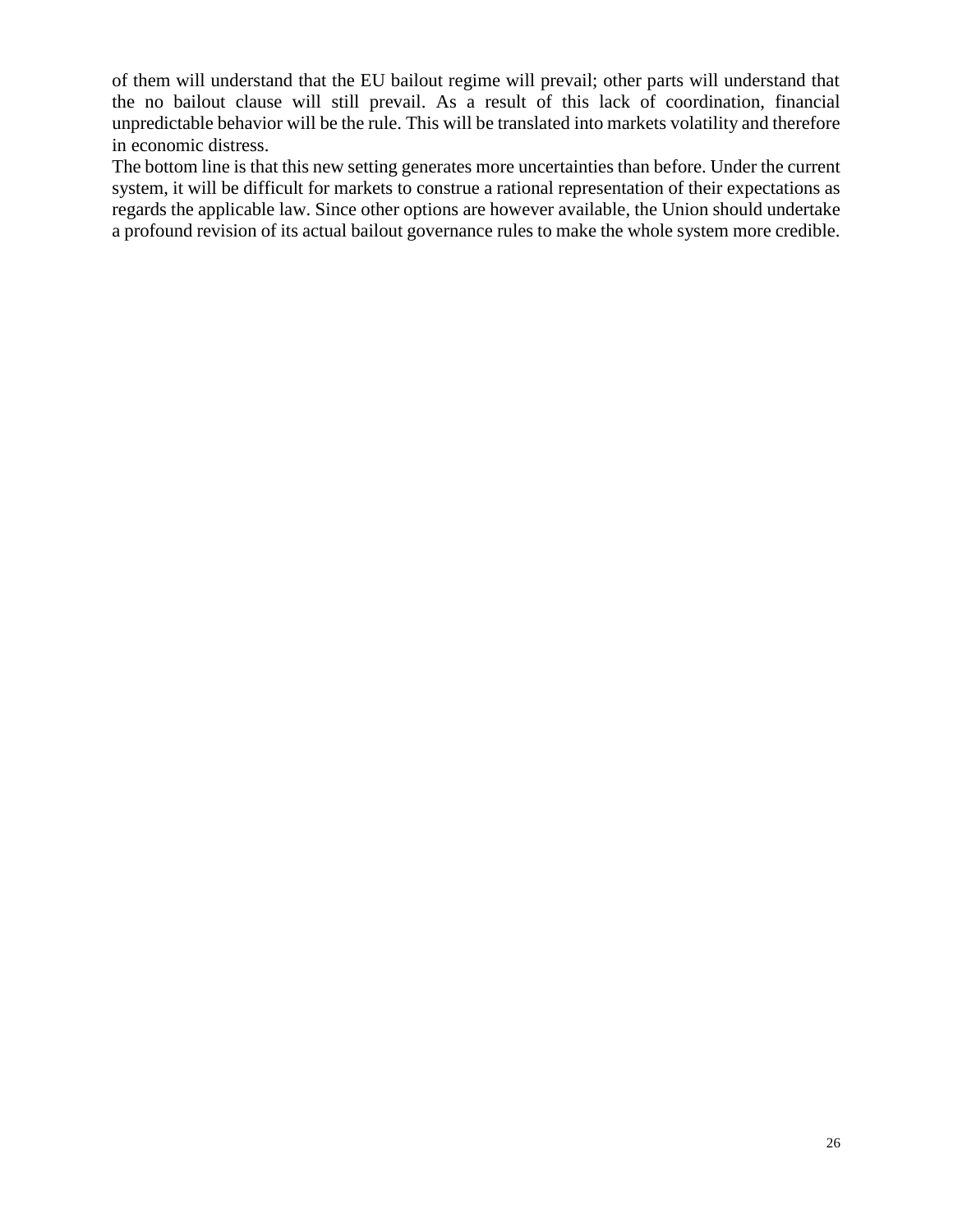of them will understand that the EU bailout regime will prevail; other parts will understand that the no bailout clause will still prevail. As a result of this lack of coordination, financial unpredictable behavior will be the rule. This will be translated into markets volatility and therefore in economic distress.

The bottom line is that this new setting generates more uncertainties than before. Under the current system, it will be difficult for markets to construe a rational representation of their expectations as regards the applicable law. Since other options are however available, the Union should undertake a profound revision of its actual bailout governance rules to make the whole system more credible.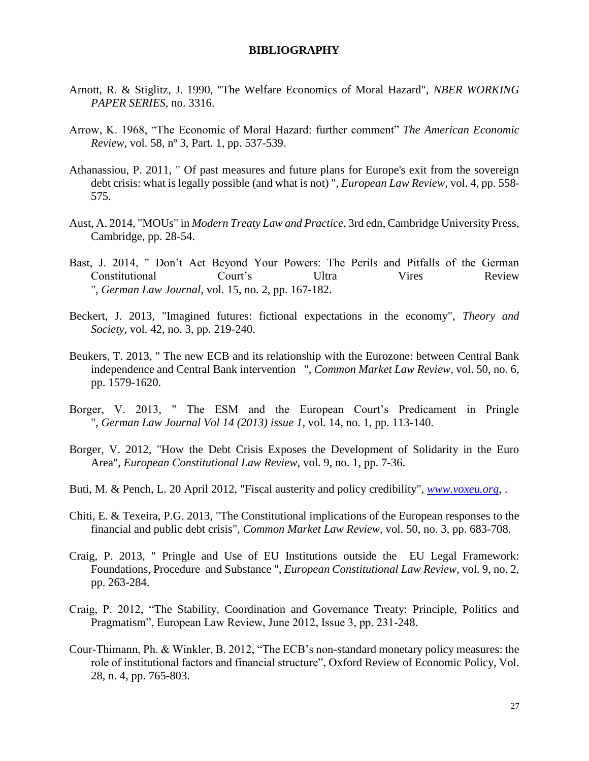# BIBLIOGRAPHY

Arnott, R. & Stiglitz, J. 1990, "The Welfare Economics of Moral Hazard", *NBER WORKING PAPER SERIES,* no. 3316.

Arrow, K. 1968, "The Economic of Moral Hazard: further comment" *The American Economic Review*, vol. 58, nº 3, Part. 1, pp. 537-539.

Athanassiou, P. 2011, " Of past measures and future plans for Europe's exit from the sovereign debt crisis: what is legally possible (and what is not) ", *European Law Review,* vol. 4, pp. 558-575.

Aust, A. 2014, "MOUs" in *Modern Treaty Law and Practice*, 3rd edn, Cambridge University Press, Cambridge, pp. 28-54.

Bast, J. 2014, " Don't Act Beyond Your Powers: The Perils and Pitfalls of the German Constitutional Court's Ultra Vires Review ", *German Law Journal,* vol. 15, no. 2, pp. 167-182.

Beckert, J. 2013, "Imagined futures: fictional expectations in the economy", *Theory and Society,* vol. 42, no. 3, pp. 219-240.

Beukers, T. 2013, " The new ECB and its relationship with the Eurozone: between Central Bank independence and Central Bank intervention ", *Common Market Law Review,* vol. 50, no. 6, pp. 1579-1620.

Borger, V. 2013, " The ESM and the European Court's Predicament in Pringle ", *German Law Journal Vol 14 (2013) issue 1,* vol. 14, no. 1, pp. 113-140.

Borger, V. 2012, "How the Debt Crisis Exposes the Development of Solidarity in the Euro Area", *European Constitutional Law Review,* vol. 9, no. 1, pp. 7-36.

Buti, M. & Pench, L. 20 April 2012, "Fiscal austerity and policy credibility", *www.voxeu.org*, .

Chiti, E. & Texeira, P.G. 2013, "The Constitutional implications of the European responses to the financial and public debt crisis", *Common Market Law Review,* vol. 50, no. 3, pp. 683-708.

Craig, P. 2013, " Pringle and Use of EU Institutions outside the EU Legal Framework: Foundations, Procedure and Substance ", *European Constitutional Law Review,* vol. 9, no. 2, pp. 263-284.

Craig, P. 2012, "The Stability, Coordination and Governance Treaty: Principle, Politics and Pragmatism", European Law Review, June 2012, Issue 3, pp. 231-248.

Cour-Thimann, Ph. & Winkler, B. 2012, "The ECB's non-standard monetary policy measures: the role of institutional factors and financial structure", Oxford Review of Economic Policy, Vol. 28, n. 4, pp. 765-803.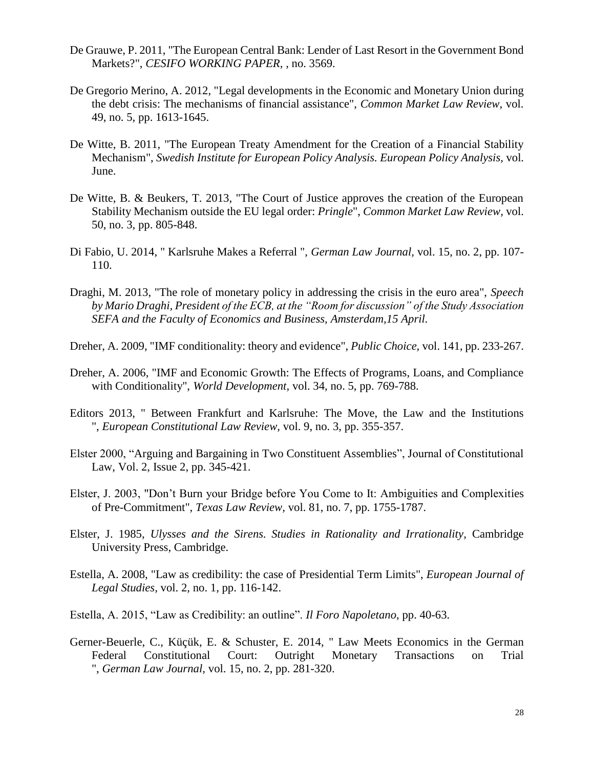De Grauwe, P. 2011, "The European Central Bank: Lender of Last Resort in the Government Bond Markets?", *CESIFO WORKING PAPER*, , no. 3569.

De Gregorio Merino, A. 2012, "Legal developments in the Economic and Monetary Union during the debt crisis: The mechanisms of financial assistance", *Common Market Law Review*, vol. 49, no. 5, pp. 1613-1645.

De Witte, B. 2011, "The European Treaty Amendment for the Creation of a Financial Stability Mechanism", *Swedish Institute for European Policy Analysis. European Policy Analysis*, vol. June.

De Witte, B. & Beukers, T. 2013, "The Court of Justice approves the creation of the European Stability Mechanism outside the EU legal order: *Pringle*", *Common Market Law Review*, vol. 50, no. 3, pp. 805-848.

Di Fabio, U. 2014, " Karlsruhe Makes a Referral ", *German Law Journal*, vol. 15, no. 2, pp. 107-110.

Draghi, M. 2013, "The role of monetary policy in addressing the crisis in the euro area", *Speech by Mario Draghi, President of the ECB, at the "Room for discussion" of the Study Association SEFA and the Faculty of Economics and Business, Amsterdam,15 April.*

Dreher, A. 2009, "IMF conditionality: theory and evidence", *Public Choice*, vol. 141, pp. 233-267.

Dreher, A. 2006, "IMF and Economic Growth: The Effects of Programs, Loans, and Compliance with Conditionality", *World Development*, vol. 34, no. 5, pp. 769-788.

Editors 2013, " Between Frankfurt and Karlsruhe: The Move, the Law and the Institutions ", *European Constitutional Law Review*, vol. 9, no. 3, pp. 355-357.

Elster 2000, "Arguing and Bargaining in Two Constituent Assemblies", Journal of Constitutional Law, Vol. 2, Issue 2, pp. 345-421.

Elster, J. 2003, "Don't Burn your Bridge before You Come to It: Ambiguities and Complexities of Pre-Commitment", *Texas Law Review*, vol. 81, no. 7, pp. 1755-1787.

Elster, J. 1985, *Ulysses and the Sirens. Studies in Rationality and Irrationality*, Cambridge University Press, Cambridge.

Estella, A. 2008, "Law as credibility: the case of Presidential Term Limits", *European Journal of Legal Studies*, vol. 2, no. 1, pp. 116-142.

Estella, A. 2015, "Law as Credibility: an outline". *Il Foro Napoletano*, pp. 40-63.

Gerner-Beuerle, C., Küçük, E. & Schuster, E. 2014, " Law Meets Economics in the German Federal Constitutional Court: Outright Monetary Transactions on Trial ", *German Law Journal*, vol. 15, no. 2, pp. 281-320.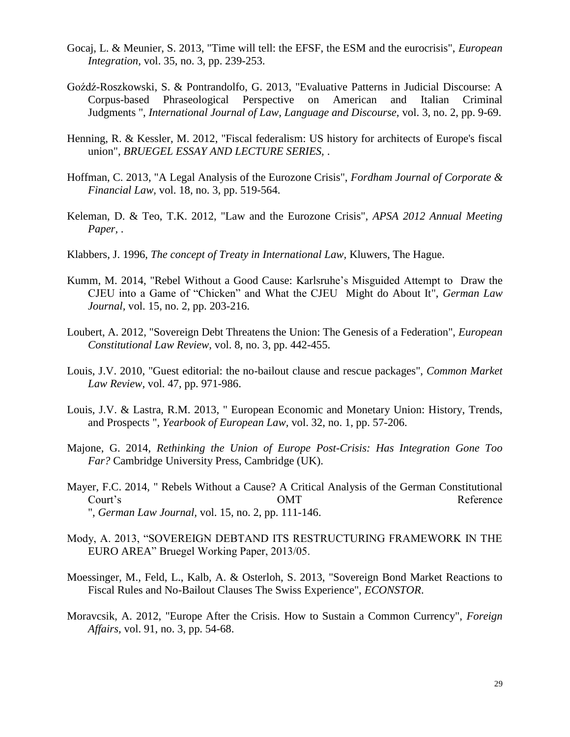Gocaj, L. & Meunier, S. 2013, "Time will tell: the EFSF, the ESM and the eurocrisis", *European Integration*, vol. 35, no. 3, pp. 239-253.

Goźdź-Roszkowski, S. & Pontrandolfo, G. 2013, "Evaluative Patterns in Judicial Discourse: A Corpus-based Phraseological Perspective on American and Italian Criminal Judgments ", *International Journal of Law, Language and Discourse*, vol. 3, no. 2, pp. 9-69.

Henning, R. & Kessler, M. 2012, "Fiscal federalism: US history for architects of Europe's fiscal union", *BRUEGEL ESSAY AND LECTURE SERIES*, .

Hoffman, C. 2013, "A Legal Analysis of the Eurozone Crisis", *Fordham Journal of Corporate & Financial Law*, vol. 18, no. 3, pp. 519-564.

Keleman, D. & Teo, T.K. 2012, "Law and the Eurozone Crisis", *APSA 2012 Annual Meeting Paper*, .

Klabbers, J. 1996, *The concept of Treaty in International Law*, Kluwers, The Hague.

Kumm, M. 2014, "Rebel Without a Good Cause: Karlsruhe's Misguided Attempt to Draw the CJEU into a Game of "Chicken" and What the CJEU Might do About It", *German Law Journal*, vol. 15, no. 2, pp. 203-216.

Loubert, A. 2012, "Sovereign Debt Threatens the Union: The Genesis of a Federation", *European Constitutional Law Review*, vol. 8, no. 3, pp. 442-455.

Louis, J.V. 2010, "Guest editorial: the no-bailout clause and rescue packages", *Common Market Law Review*, vol. 47, pp. 971-986.

Louis, J.V. & Lastra, R.M. 2013, " European Economic and Monetary Union: History, Trends, and Prospects ", *Yearbook of European Law*, vol. 32, no. 1, pp. 57-206.

Majone, G. 2014, *Rethinking the Union of Europe Post-Crisis: Has Integration Gone Too Far?* Cambridge University Press, Cambridge (UK).

Mayer, F.C. 2014, " Rebels Without a Cause? A Critical Analysis of the German Constitutional Court's OMT Reference ", *German Law Journal*, vol. 15, no. 2, pp. 111-146.

Mody, A. 2013, "SOVEREIGN DEBTAND ITS RESTRUCTURING FRAMEWORK IN THE EURO AREA" Bruegel Working Paper, 2013/05.

Moessinger, M., Feld, L., Kalb, A. & Osterloh, S. 2013, "Sovereign Bond Market Reactions to Fiscal Rules and No-Bailout Clauses The Swiss Experience", *ECONSTOR*.

Moravcsik, A. 2012, "Europe After the Crisis. How to Sustain a Common Currency", *Foreign Affairs*, vol. 91, no. 3, pp. 54-68.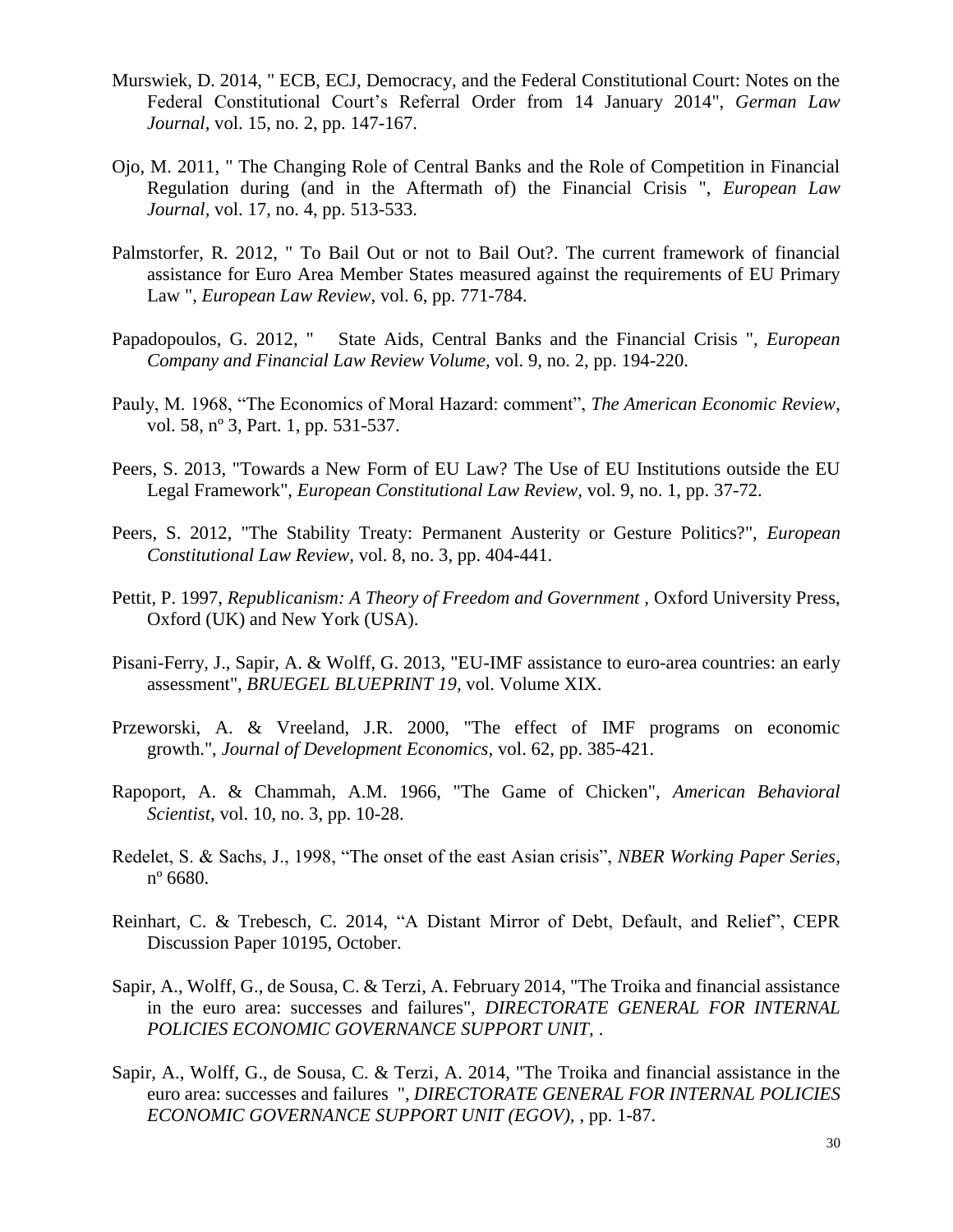Murswiek, D. 2014, " ECB, ECJ, Democracy, and the Federal Constitutional Court: Notes on the Federal Constitutional Court's Referral Order from 14 January 2014", *German Law Journal*, vol. 15, no. 2, pp. 147-167.

Ojo, M. 2011, " The Changing Role of Central Banks and the Role of Competition in Financial Regulation during (and in the Aftermath of) the Financial Crisis ", *European Law Journal*, vol. 17, no. 4, pp. 513-533.

Palmstorfer, R. 2012, " To Bail Out or not to Bail Out?. The current framework of financial assistance for Euro Area Member States measured against the requirements of EU Primary Law ", *European Law Review*, vol. 6, pp. 771-784.

Papadopoulos, G. 2012, " State Aids, Central Banks and the Financial Crisis ", *European Company and Financial Law Review Volume*, vol. 9, no. 2, pp. 194-220.

Pauly, M. 1968, "The Economics of Moral Hazard: comment", *The American Economic Review*, vol. 58, nº 3, Part. 1, pp. 531-537.

Peers, S. 2013, "Towards a New Form of EU Law? The Use of EU Institutions outside the EU Legal Framework", *European Constitutional Law Review*, vol. 9, no. 1, pp. 37-72.

Peers, S. 2012, "The Stability Treaty: Permanent Austerity or Gesture Politics?", *European Constitutional Law Review*, vol. 8, no. 3, pp. 404-441.

Pettit, P. 1997, *Republicanism: A Theory of Freedom and Government* , Oxford University Press, Oxford (UK) and New York (USA).

Pisani-Ferry, J., Sapir, A. & Wolff, G. 2013, "EU-IMF assistance to euro-area countries: an early assessment", *BRUEGEL BLUEPRINT 19*, vol. Volume XIX.

Przeworski, A. & Vreeland, J.R. 2000, "The effect of IMF programs on economic growth.", *Journal of Development Economics*, vol. 62, pp. 385-421.

Rapoport, A. & Chammah, A.M. 1966, "The Game of Chicken", *American Behavioral Scientist*, vol. 10, no. 3, pp. 10-28.

Redelet, S. & Sachs, J., 1998, "The onset of the east Asian crisis", *NBER Working Paper Series*, nº 6680.

Reinhart, C. & Trebesch, C. 2014, "A Distant Mirror of Debt, Default, and Relief", CEPR Discussion Paper 10195, October.

Sapir, A., Wolff, G., de Sousa, C. & Terzi, A. February 2014, "The Troika and financial assistance in the euro area: successes and failures", *DIRECTORATE GENERAL FOR INTERNAL POLICIES ECONOMIC GOVERNANCE SUPPORT UNIT*, .

Sapir, A., Wolff, G., de Sousa, C. & Terzi, A. 2014, "The Troika and financial assistance in the euro area: successes and failures ", *DIRECTORATE GENERAL FOR INTERNAL POLICIES ECONOMIC GOVERNANCE SUPPORT UNIT (EGOV)*, , pp. 1-87.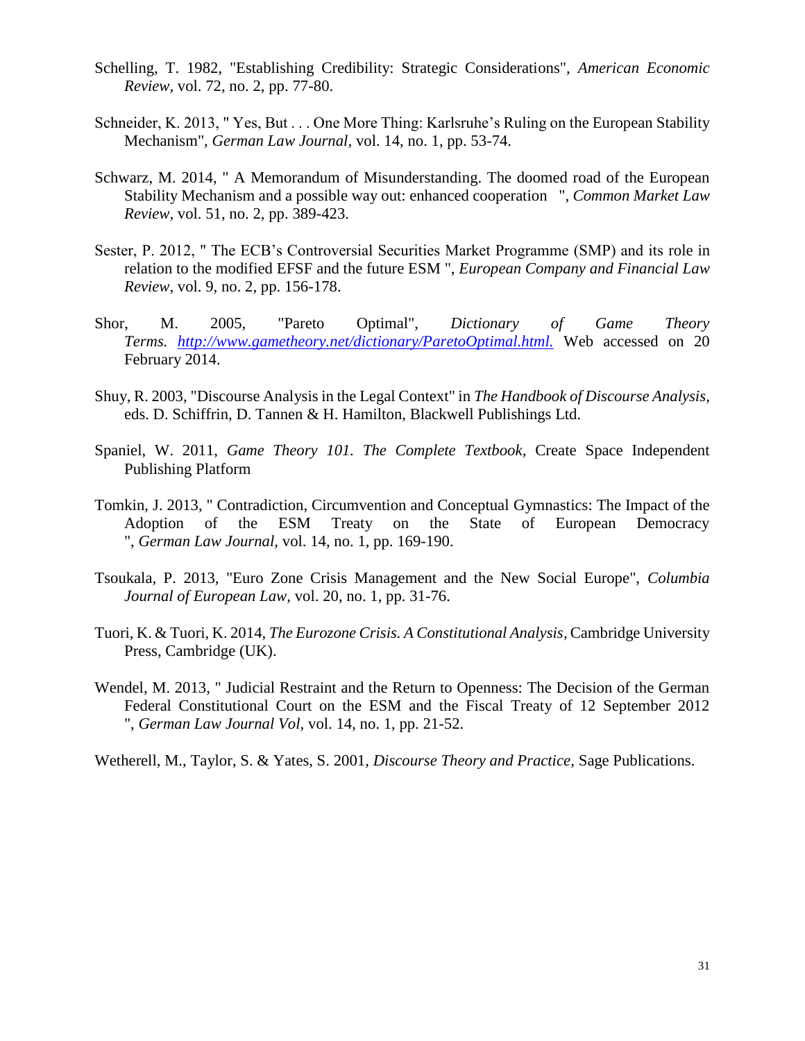Schelling, T. 1982, "Establishing Credibility: Strategic Considerations", *American Economic Review,* vol. 72, no. 2, pp. 77-80.

Schneider, K. 2013, " Yes, But . . . One More Thing: Karlsruhe's Ruling on the European Stability Mechanism", *German Law Journal,* vol. 14, no. 1, pp. 53-74.

Schwarz, M. 2014, " A Memorandum of Misunderstanding. The doomed road of the European Stability Mechanism and a possible way out: enhanced cooperation ", *Common Market Law Review,* vol. 51, no. 2, pp. 389-423.

Sester, P. 2012, " The ECB's Controversial Securities Market Programme (SMP) and its role in relation to the modified EFSF and the future ESM ", *European Company and Financial Law Review,* vol. 9, no. 2, pp. 156-178.

Shor, M. 2005, "Pareto Optimal", *Dictionary of Game Theory Terms.* [http://www.gametheory.net/dictionary/ParetoOptimal.html.](http://www.gametheory.net/dictionary/ParetoOptimal.html) Web accessed on 20 February 2014.

Shuy, R. 2003, "Discourse Analysis in the Legal Context" in *The Handbook of Discourse Analysis*, eds. D. Schiffrin, D. Tannen & H. Hamilton, Blackwell Publishings Ltd.

Spaniel, W. 2011, *Game Theory 101. The Complete Textbook*, Create Space Independent Publishing Platform

Tomkin, J. 2013, " Contradiction, Circumvention and Conceptual Gymnastics: The Impact of the Adoption of the ESM Treaty on the State of European Democracy ", *German Law Journal,* vol. 14, no. 1, pp. 169-190.

Tsoukala, P. 2013, "Euro Zone Crisis Management and the New Social Europe", *Columbia Journal of European Law,* vol. 20, no. 1, pp. 31-76.

Tuori, K. & Tuori, K. 2014, *The Eurozone Crisis. A Constitutional Analysis,* Cambridge University Press, Cambridge (UK).

Wendel, M. 2013, " Judicial Restraint and the Return to Openness: The Decision of the German Federal Constitutional Court on the ESM and the Fiscal Treaty of 12 September 2012 ", *German Law Journal Vol,* vol. 14, no. 1, pp. 21-52.

Wetherell, M., Taylor, S. & Yates, S. 2001, *Discourse Theory and Practice,* Sage Publications.